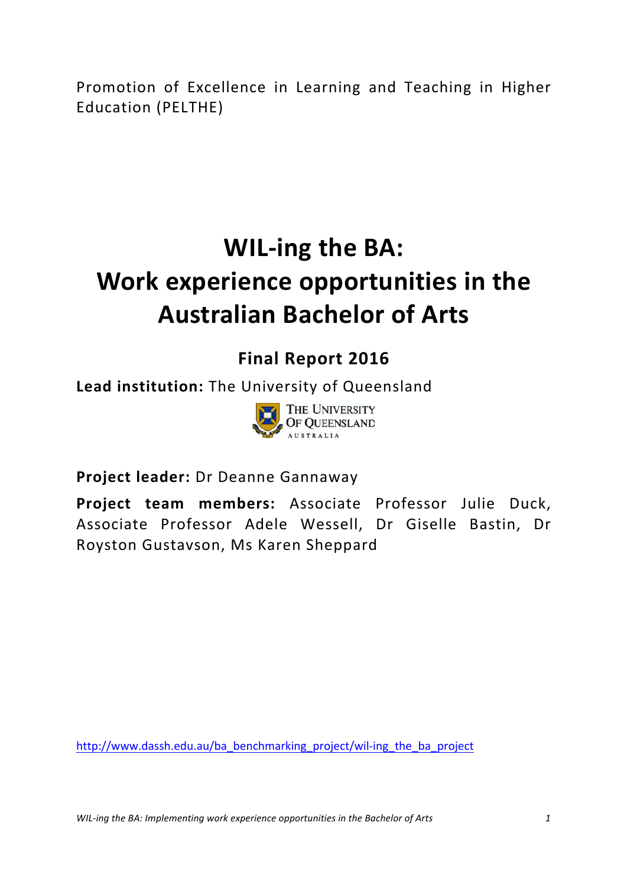Promotion of Excellence in Learning and Teaching in Higher Education (PELTHE)

# WIL-ing the BA: Work experience opportunities in the Australian Bachelor of Arts

## Final Report 2016

**Lead institution:** The University of Queensland

**Project leader:** Dr Deanne Gannaway

**Project team members:** Associate Professor Julie Duck, Associate Professor Adele Wessell, Dr Giselle Bastin, Dr Royston Gustavson, Ms Karen Sheppard

http://www.dassh.edu.au/ba_benchmarking_project/wil-ing_the_ba_project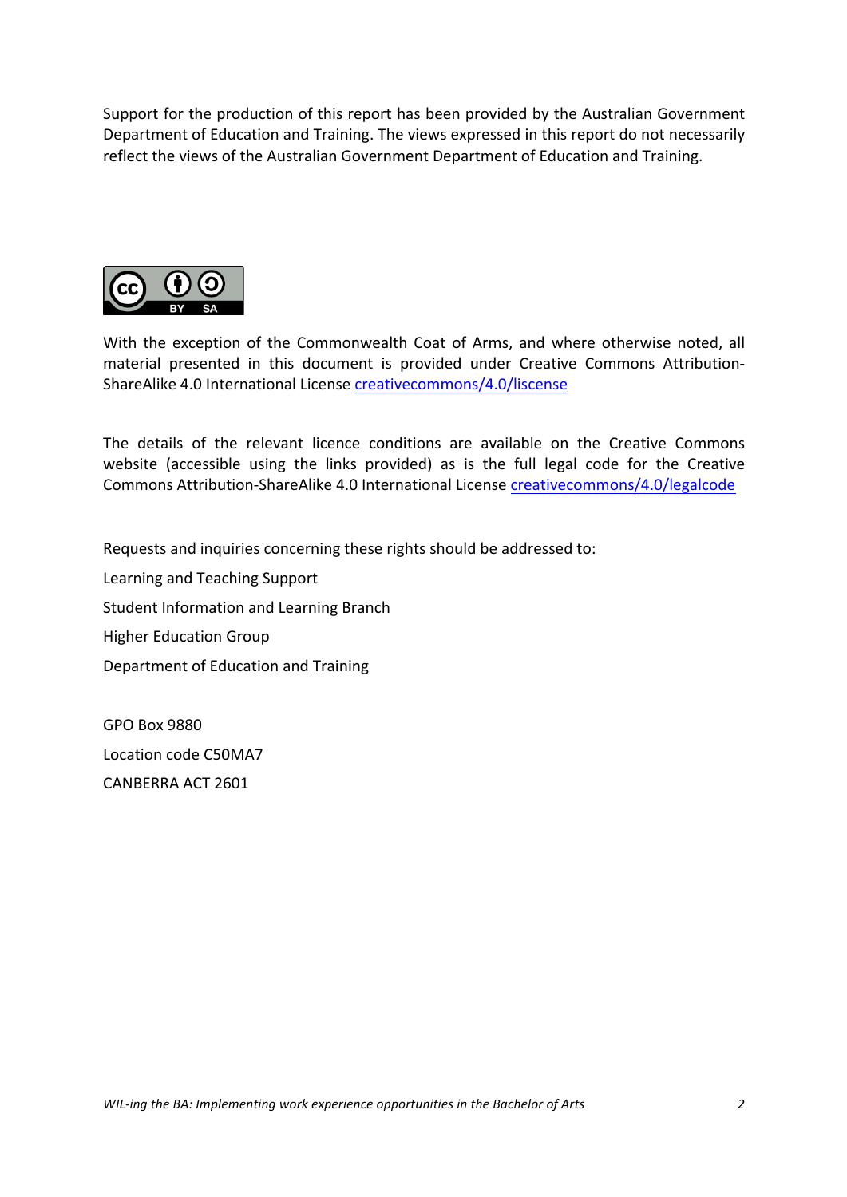Support for the production of this report has been provided by the Australian Government Department of Education and Training. The views expressed in this report do not necessarily reflect the views of the Australian Government Department of Education and Training.

With the exception of the Commonwealth Coat of Arms, and where otherwise noted, all material presented in this document is provided under Creative Commons Attribution-ShareAlike 4.0 International License creativecommons/4.0/liscense

The details of the relevant licence conditions are available on the Creative Commons website (accessible using the links provided) as is the full legal code for the Creative Commons Attribution-ShareAlike 4.0 International License creativecommons/4.0/legalcode

Requests and inquiries concerning these rights should be addressed to:

Learning and Teaching Support

Student Information and Learning Branch

Higher Education Group

Department of Education and Training

GPO Box 9880

Location code C50MA7

CANBERRA ACT 2601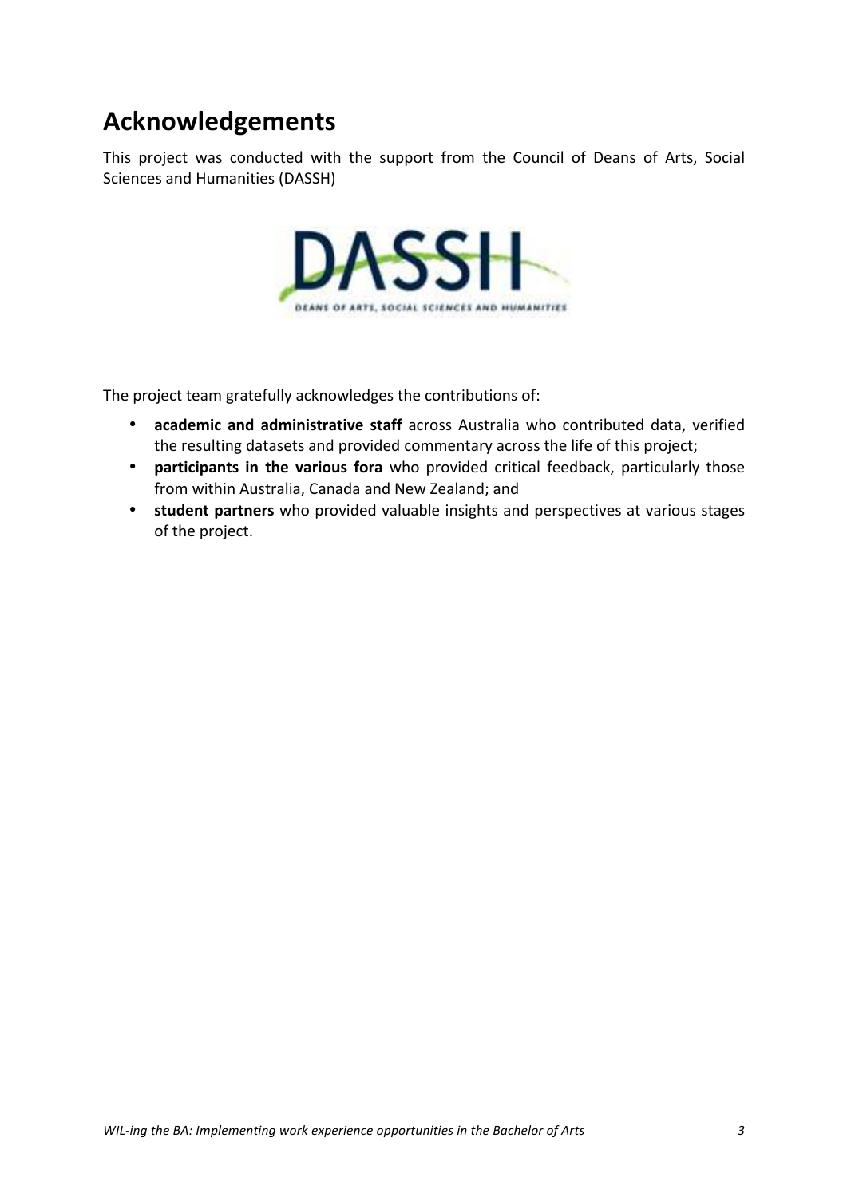# Acknowledgements

This project was conducted with the support from the Council of Deans of Arts, Social Sciences and Humanities (DASSH)

The project team gratefully acknowledges the contributions of:

- **academic and administrative staff** across Australia who contributed data, verified the resulting datasets and provided commentary across the life of this project;
- **participants in the various fora** who provided critical feedback, particularly those from within Australia, Canada and New Zealand; and
- **student partners** who provided valuable insights and perspectives at various stages of the project.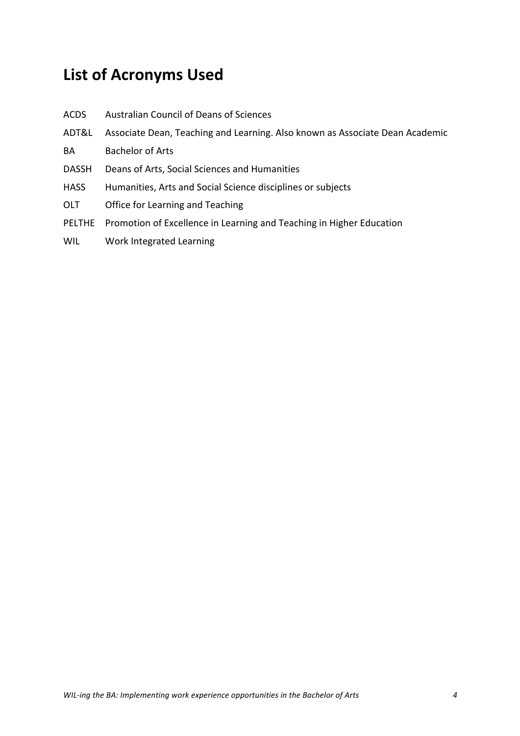# List of Acronyms Used

| | |
|---|---|
| ACDS | Australian Council of Deans of Sciences |
| ADT&L | Associate Dean, Teaching and Learning. Also known as Associate Dean Academic |
| BA | Bachelor of Arts |
| DASSH | Deans of Arts, Social Sciences and Humanities |
| HASS | Humanities, Arts and Social Science disciplines or subjects |
| OLT | Office for Learning and Teaching |
| PELTHE | Promotion of Excellence in Learning and Teaching in Higher Education |
| WIL | Work Integrated Learning |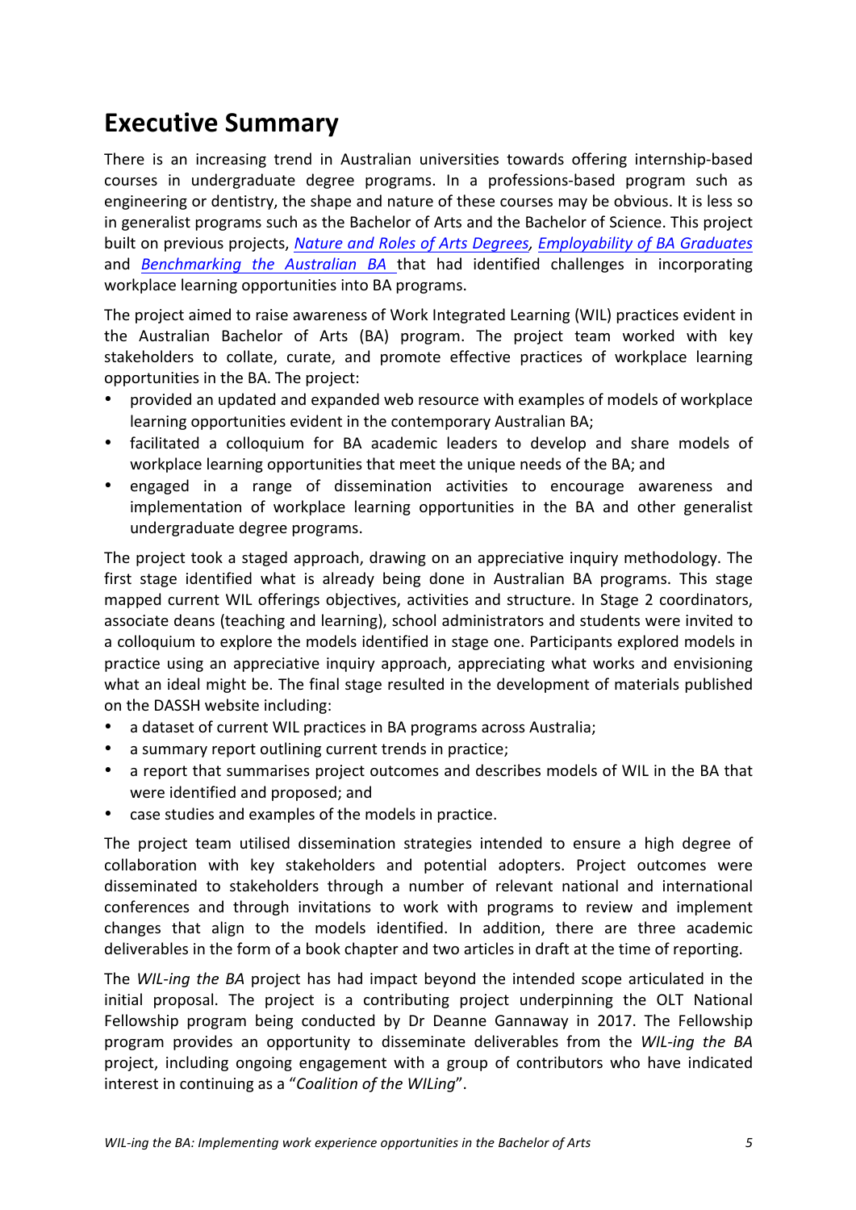# Executive Summary

There is an increasing trend in Australian universities towards offering internship-based courses in undergraduate degree programs. In a professions-based program such as engineering or dentistry, the shape and nature of these courses may be obvious. It is less so in generalist programs such as the Bachelor of Arts and the Bachelor of Science. This project built on previous projects, *Nature and Roles of Arts Degrees*, *Employability of BA Graduates* and *Benchmarking the Australian BA* that had identified challenges in incorporating workplace learning opportunities into BA programs.

The project aimed to raise awareness of Work Integrated Learning (WIL) practices evident in the Australian Bachelor of Arts (BA) program. The project team worked with key stakeholders to collate, curate, and promote effective practices of workplace learning opportunities in the BA. The project:

- provided an updated and expanded web resource with examples of models of workplace learning opportunities evident in the contemporary Australian BA;
- facilitated a colloquium for BA academic leaders to develop and share models of workplace learning opportunities that meet the unique needs of the BA; and
- engaged in a range of dissemination activities to encourage awareness and implementation of workplace learning opportunities in the BA and other generalist undergraduate degree programs.

The project took a staged approach, drawing on an appreciative inquiry methodology. The first stage identified what is already being done in Australian BA programs. This stage mapped current WIL offerings objectives, activities and structure. In Stage 2 coordinators, associate deans (teaching and learning), school administrators and students were invited to a colloquium to explore the models identified in stage one. Participants explored models in practice using an appreciative inquiry approach, appreciating what works and envisioning what an ideal might be. The final stage resulted in the development of materials published on the DASSH website including:

- a dataset of current WIL practices in BA programs across Australia;
- a summary report outlining current trends in practice;
- a report that summarises project outcomes and describes models of WIL in the BA that were identified and proposed; and
- case studies and examples of the models in practice.

The project team utilised dissemination strategies intended to ensure a high degree of collaboration with key stakeholders and potential adopters. Project outcomes were disseminated to stakeholders through a number of relevant national and international conferences and through invitations to work with programs to review and implement changes that align to the models identified. In addition, there are three academic deliverables in the form of a book chapter and two articles in draft at the time of reporting.

The *WIL-ing the BA* project has had impact beyond the intended scope articulated in the initial proposal. The project is a contributing project underpinning the OLT National Fellowship program being conducted by Dr Deanne Gannaway in 2017. The Fellowship program provides an opportunity to disseminate deliverables from the *WIL-ing the BA* project, including ongoing engagement with a group of contributors who have indicated interest in continuing as a "*Coalition of the WILing*".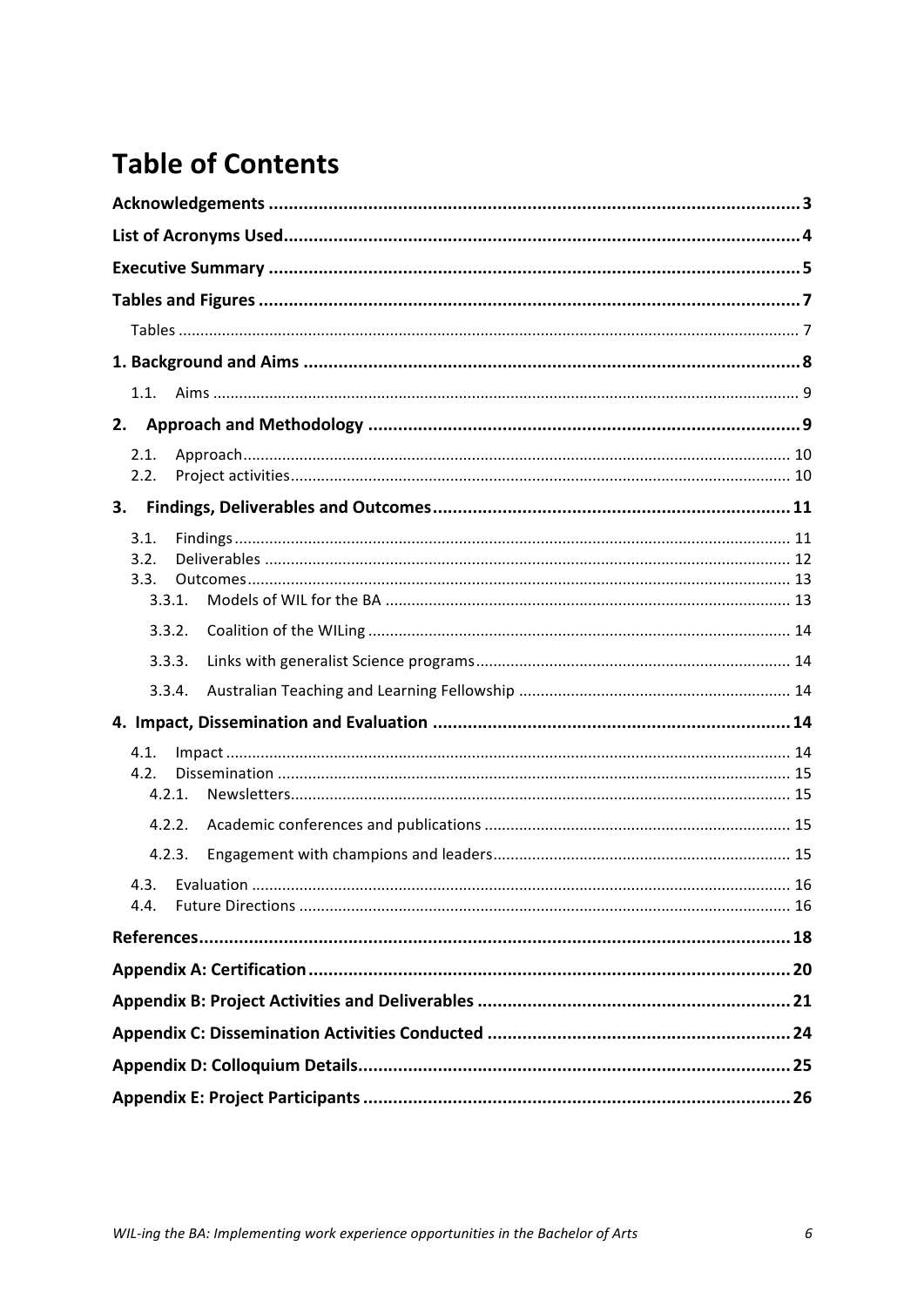# Table of Contents

**Acknowledgements** .......... **3**

**List of Acronyms Used** .......... **4**

**Executive Summary** .......... **5**

**Tables and Figures** .......... **7**

- Tables .......... 7

**1. Background and Aims** .......... **8**

- 1.1. Aims .......... 9

**2. Approach and Methodology** .......... **9**

- 2.1. Approach .......... 10
- 2.2. Project activities .......... 10

**3. Findings, Deliverables and Outcomes** .......... **11**

- 3.1. Findings .......... 11
- 3.2. Deliverables .......... 12
- 3.3. Outcomes .......... 13
  - 3.3.1. Models of WIL for the BA .......... 13
  - 3.3.2. Coalition of the WILing .......... 14
  - 3.3.3. Links with generalist Science programs .......... 14
  - 3.3.4. Australian Teaching and Learning Fellowship .......... 14

**4. Impact, Dissemination and Evaluation** .......... **14**

- 4.1. Impact .......... 14
- 4.2. Dissemination .......... 15
  - 4.2.1. Newsletters .......... 15
  - 4.2.2. Academic conferences and publications .......... 15
  - 4.2.3. Engagement with champions and leaders .......... 15
- 4.3. Evaluation .......... 16
- 4.4. Future Directions .......... 16

**References** .......... **18**

**Appendix A: Certification** .......... **20**

**Appendix B: Project Activities and Deliverables** .......... **21**

**Appendix C: Dissemination Activities Conducted** .......... **24**

**Appendix D: Colloquium Details** .......... **25**

**Appendix E: Project Participants** .......... **26**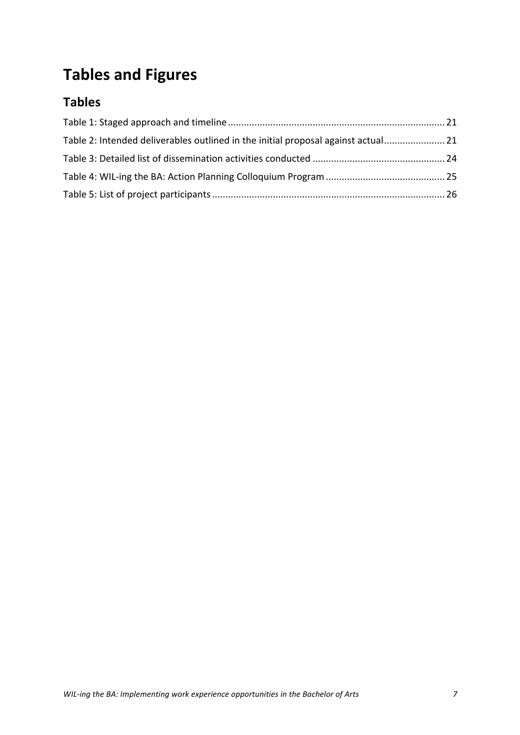# Tables and Figures

## Tables

Table 1: Staged approach and timeline ..... 21

Table 2: Intended deliverables outlined in the initial proposal against actual ..... 21

Table 3: Detailed list of dissemination activities conducted ..... 24

Table 4: WIL-ing the BA: Action Planning Colloquium Program ..... 25

Table 5: List of project participants ..... 26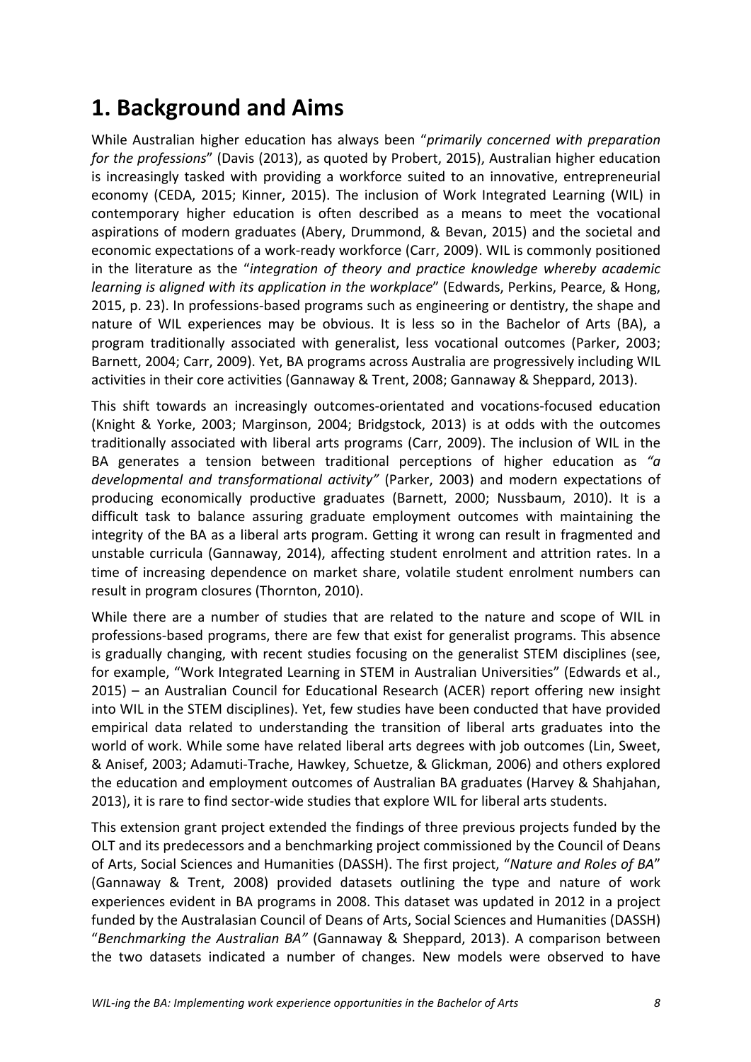# 1. Background and Aims

While Australian higher education has always been "*primarily concerned with preparation for the professions*" (Davis (2013), as quoted by Probert, 2015), Australian higher education is increasingly tasked with providing a workforce suited to an innovative, entrepreneurial economy (CEDA, 2015; Kinner, 2015). The inclusion of Work Integrated Learning (WIL) in contemporary higher education is often described as a means to meet the vocational aspirations of modern graduates (Abery, Drummond, & Bevan, 2015) and the societal and economic expectations of a work-ready workforce (Carr, 2009). WIL is commonly positioned in the literature as the "*integration of theory and practice knowledge whereby academic learning is aligned with its application in the workplace*" (Edwards, Perkins, Pearce, & Hong, 2015, p. 23). In professions-based programs such as engineering or dentistry, the shape and nature of WIL experiences may be obvious. It is less so in the Bachelor of Arts (BA), a program traditionally associated with generalist, less vocational outcomes (Parker, 2003; Barnett, 2004; Carr, 2009). Yet, BA programs across Australia are progressively including WIL activities in their core activities (Gannaway & Trent, 2008; Gannaway & Sheppard, 2013).

This shift towards an increasingly outcomes-orientated and vocations-focused education (Knight & Yorke, 2003; Marginson, 2004; Bridgstock, 2013) is at odds with the outcomes traditionally associated with liberal arts programs (Carr, 2009). The inclusion of WIL in the BA generates a tension between traditional perceptions of higher education as *"a developmental and transformational activity"* (Parker, 2003) and modern expectations of producing economically productive graduates (Barnett, 2000; Nussbaum, 2010). It is a difficult task to balance assuring graduate employment outcomes with maintaining the integrity of the BA as a liberal arts program. Getting it wrong can result in fragmented and unstable curricula (Gannaway, 2014), affecting student enrolment and attrition rates. In a time of increasing dependence on market share, volatile student enrolment numbers can result in program closures (Thornton, 2010).

While there are a number of studies that are related to the nature and scope of WIL in professions-based programs, there are few that exist for generalist programs. This absence is gradually changing, with recent studies focusing on the generalist STEM disciplines (see, for example, "Work Integrated Learning in STEM in Australian Universities" (Edwards et al., 2015) – an Australian Council for Educational Research (ACER) report offering new insight into WIL in the STEM disciplines). Yet, few studies have been conducted that have provided empirical data related to understanding the transition of liberal arts graduates into the world of work. While some have related liberal arts degrees with job outcomes (Lin, Sweet, & Anisef, 2003; Adamuti-Trache, Hawkey, Schuetze, & Glickman, 2006) and others explored the education and employment outcomes of Australian BA graduates (Harvey & Shahjahan, 2013), it is rare to find sector-wide studies that explore WIL for liberal arts students.

This extension grant project extended the findings of three previous projects funded by the OLT and its predecessors and a benchmarking project commissioned by the Council of Deans of Arts, Social Sciences and Humanities (DASSH). The first project, "*Nature and Roles of BA*" (Gannaway & Trent, 2008) provided datasets outlining the type and nature of work experiences evident in BA programs in 2008. This dataset was updated in 2012 in a project funded by the Australasian Council of Deans of Arts, Social Sciences and Humanities (DASSH) "*Benchmarking the Australian BA"* (Gannaway & Sheppard, 2013). A comparison between the two datasets indicated a number of changes. New models were observed to have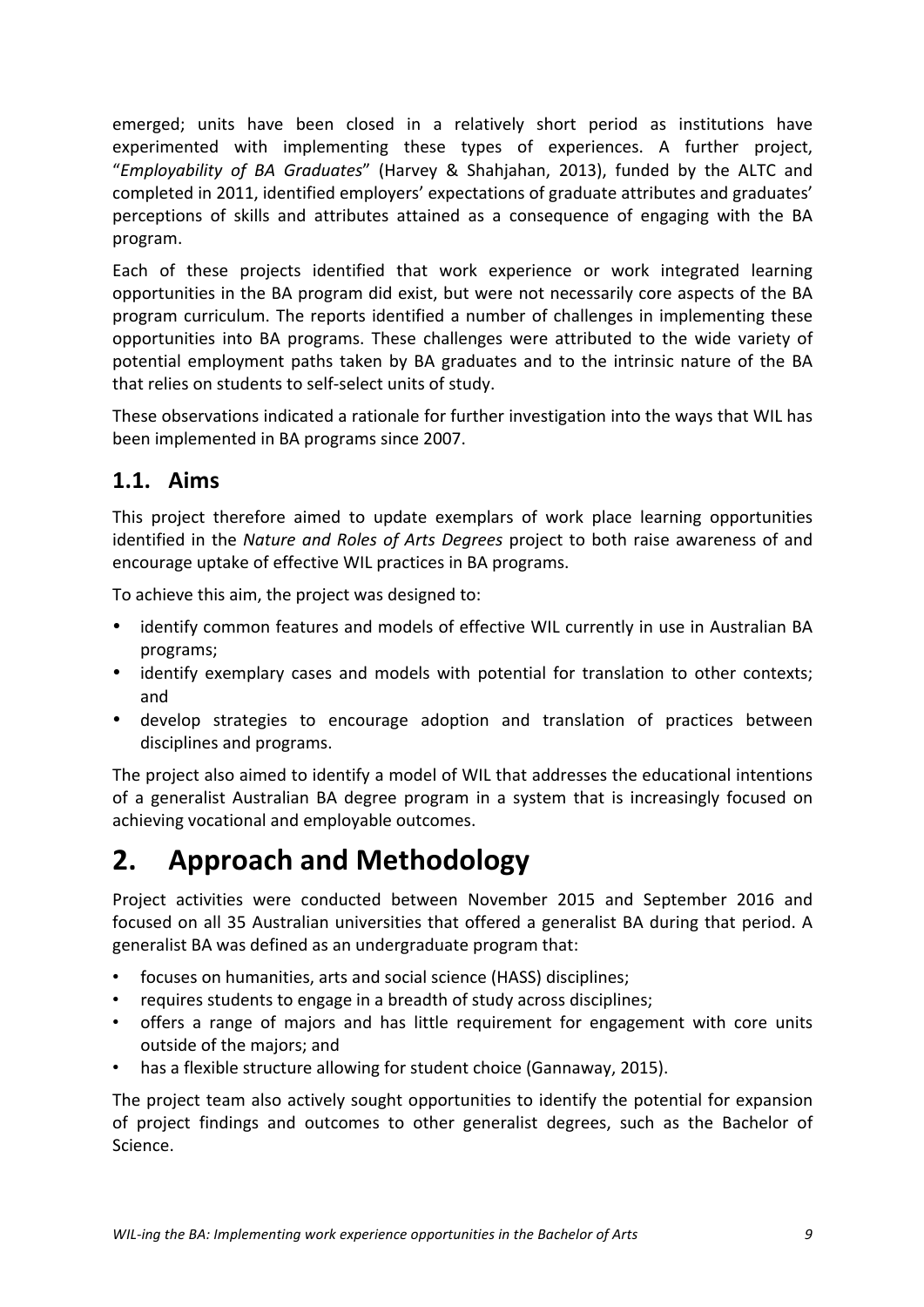emerged; units have been closed in a relatively short period as institutions have experimented with implementing these types of experiences. A further project, "*Employability of BA Graduates*" (Harvey & Shahjahan, 2013), funded by the ALTC and completed in 2011, identified employers' expectations of graduate attributes and graduates' perceptions of skills and attributes attained as a consequence of engaging with the BA program.

Each of these projects identified that work experience or work integrated learning opportunities in the BA program did exist, but were not necessarily core aspects of the BA program curriculum. The reports identified a number of challenges in implementing these opportunities into BA programs. These challenges were attributed to the wide variety of potential employment paths taken by BA graduates and to the intrinsic nature of the BA that relies on students to self-select units of study.

These observations indicated a rationale for further investigation into the ways that WIL has been implemented in BA programs since 2007.

## 1.1. Aims

This project therefore aimed to update exemplars of work place learning opportunities identified in the *Nature and Roles of Arts Degrees* project to both raise awareness of and encourage uptake of effective WIL practices in BA programs.

To achieve this aim, the project was designed to:

- identify common features and models of effective WIL currently in use in Australian BA programs;
- identify exemplary cases and models with potential for translation to other contexts; and
- develop strategies to encourage adoption and translation of practices between disciplines and programs.

The project also aimed to identify a model of WIL that addresses the educational intentions of a generalist Australian BA degree program in a system that is increasingly focused on achieving vocational and employable outcomes.

# 2. Approach and Methodology

Project activities were conducted between November 2015 and September 2016 and focused on all 35 Australian universities that offered a generalist BA during that period. A generalist BA was defined as an undergraduate program that:

- focuses on humanities, arts and social science (HASS) disciplines;
- requires students to engage in a breadth of study across disciplines;
- offers a range of majors and has little requirement for engagement with core units outside of the majors; and
- has a flexible structure allowing for student choice (Gannaway, 2015).

The project team also actively sought opportunities to identify the potential for expansion of project findings and outcomes to other generalist degrees, such as the Bachelor of Science.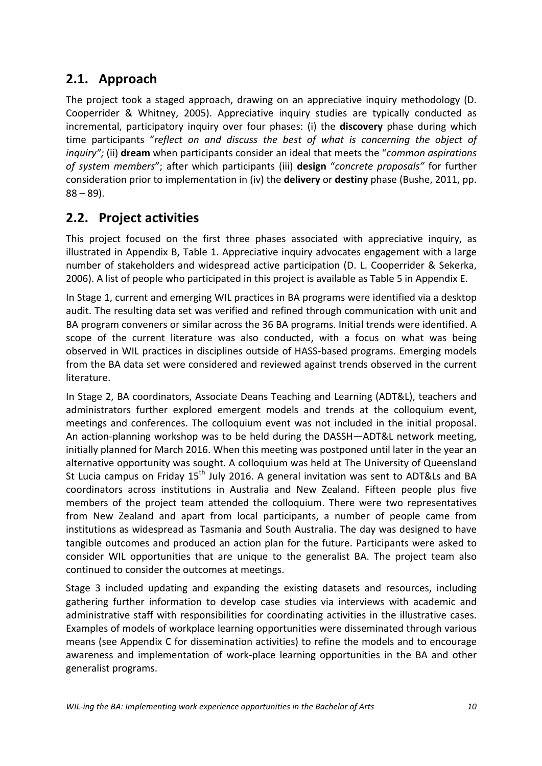## 2.1. Approach

The project took a staged approach, drawing on an appreciative inquiry methodology (D. Cooperrider & Whitney, 2005). Appreciative inquiry studies are typically conducted as incremental, participatory inquiry over four phases: (i) the **discovery** phase during which time participants "*reflect on and discuss the best of what is concerning the object of inquiry";* (ii) **dream** when participants consider an ideal that meets the "*common aspirations of system members*"; after which participants (iii) **design** "*concrete proposals"* for further consideration prior to implementation in (iv) the **delivery** or **destiny** phase (Bushe, 2011, pp. 88 – 89).

## 2.2. Project activities

This project focused on the first three phases associated with appreciative inquiry, as illustrated in Appendix B, Table 1. Appreciative inquiry advocates engagement with a large number of stakeholders and widespread active participation (D. L. Cooperrider & Sekerka, 2006). A list of people who participated in this project is available as Table 5 in Appendix E.

In Stage 1, current and emerging WIL practices in BA programs were identified via a desktop audit. The resulting data set was verified and refined through communication with unit and BA program conveners or similar across the 36 BA programs. Initial trends were identified. A scope of the current literature was also conducted, with a focus on what was being observed in WIL practices in disciplines outside of HASS-based programs. Emerging models from the BA data set were considered and reviewed against trends observed in the current literature.

In Stage 2, BA coordinators, Associate Deans Teaching and Learning (ADT&L), teachers and administrators further explored emergent models and trends at the colloquium event, meetings and conferences. The colloquium event was not included in the initial proposal. An action-planning workshop was to be held during the DASSH—ADT&L network meeting, initially planned for March 2016. When this meeting was postponed until later in the year an alternative opportunity was sought. A colloquium was held at The University of Queensland St Lucia campus on Friday 15th July 2016. A general invitation was sent to ADT&Ls and BA coordinators across institutions in Australia and New Zealand. Fifteen people plus five members of the project team attended the colloquium. There were two representatives from New Zealand and apart from local participants, a number of people came from institutions as widespread as Tasmania and South Australia. The day was designed to have tangible outcomes and produced an action plan for the future. Participants were asked to consider WIL opportunities that are unique to the generalist BA. The project team also continued to consider the outcomes at meetings.

Stage 3 included updating and expanding the existing datasets and resources, including gathering further information to develop case studies via interviews with academic and administrative staff with responsibilities for coordinating activities in the illustrative cases. Examples of models of workplace learning opportunities were disseminated through various means (see Appendix C for dissemination activities) to refine the models and to encourage awareness and implementation of work-place learning opportunities in the BA and other generalist programs.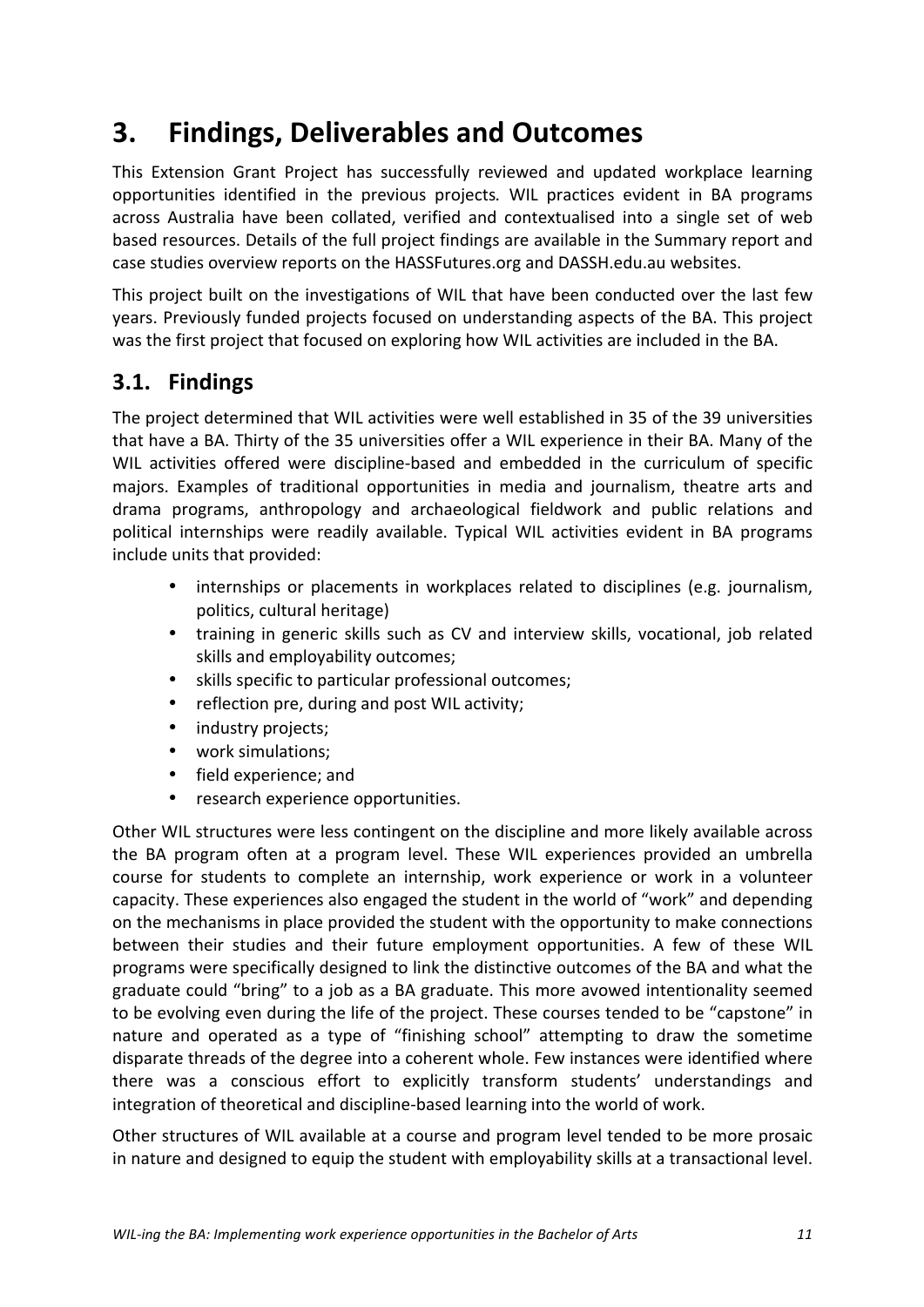# 3. Findings, Deliverables and Outcomes

This Extension Grant Project has successfully reviewed and updated workplace learning opportunities identified in the previous projects. WIL practices evident in BA programs across Australia have been collated, verified and contextualised into a single set of web based resources. Details of the full project findings are available in the Summary report and case studies overview reports on the HASSFutures.org and DASSH.edu.au websites.

This project built on the investigations of WIL that have been conducted over the last few years. Previously funded projects focused on understanding aspects of the BA. This project was the first project that focused on exploring how WIL activities are included in the BA.

## 3.1. Findings

The project determined that WIL activities were well established in 35 of the 39 universities that have a BA. Thirty of the 35 universities offer a WIL experience in their BA. Many of the WIL activities offered were discipline-based and embedded in the curriculum of specific majors. Examples of traditional opportunities in media and journalism, theatre arts and drama programs, anthropology and archaeological fieldwork and public relations and political internships were readily available. Typical WIL activities evident in BA programs include units that provided:

- internships or placements in workplaces related to disciplines (e.g. journalism, politics, cultural heritage)
- training in generic skills such as CV and interview skills, vocational, job related skills and employability outcomes;
- skills specific to particular professional outcomes;
- reflection pre, during and post WIL activity;
- industry projects;
- work simulations;
- field experience; and
- research experience opportunities.

Other WIL structures were less contingent on the discipline and more likely available across the BA program often at a program level. These WIL experiences provided an umbrella course for students to complete an internship, work experience or work in a volunteer capacity. These experiences also engaged the student in the world of "work" and depending on the mechanisms in place provided the student with the opportunity to make connections between their studies and their future employment opportunities. A few of these WIL programs were specifically designed to link the distinctive outcomes of the BA and what the graduate could "bring" to a job as a BA graduate. This more avowed intentionality seemed to be evolving even during the life of the project. These courses tended to be "capstone" in nature and operated as a type of "finishing school" attempting to draw the sometime disparate threads of the degree into a coherent whole. Few instances were identified where there was a conscious effort to explicitly transform students' understandings and integration of theoretical and discipline-based learning into the world of work.

Other structures of WIL available at a course and program level tended to be more prosaic in nature and designed to equip the student with employability skills at a transactional level.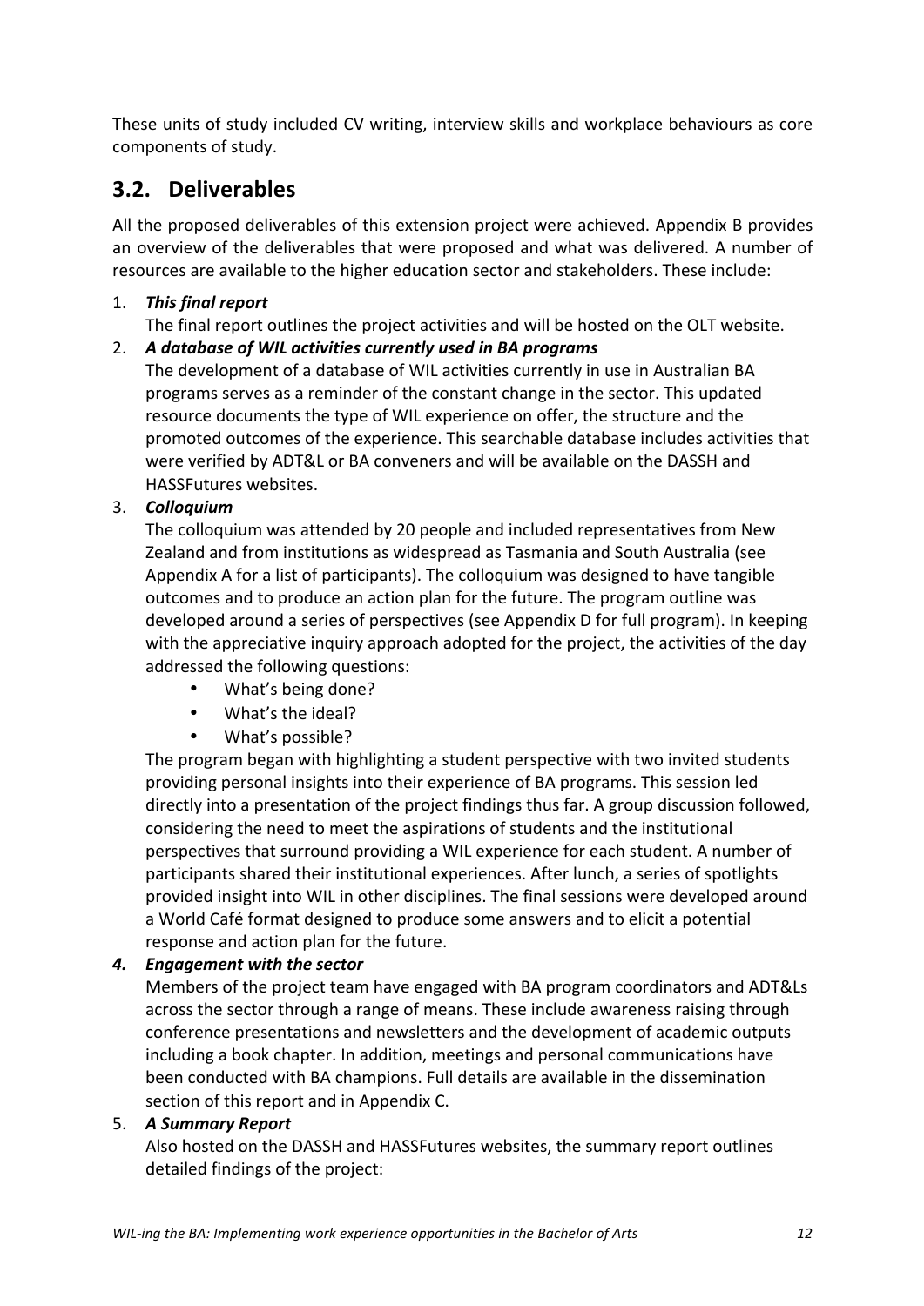These units of study included CV writing, interview skills and workplace behaviours as core components of study.

## 3.2. Deliverables

All the proposed deliverables of this extension project were achieved. Appendix B provides an overview of the deliverables that were proposed and what was delivered. A number of resources are available to the higher education sector and stakeholders. These include:

1. ***This final report***
   The final report outlines the project activities and will be hosted on the OLT website.
2. ***A database of WIL activities currently used in BA programs***
   The development of a database of WIL activities currently in use in Australian BA programs serves as a reminder of the constant change in the sector. This updated resource documents the type of WIL experience on offer, the structure and the promoted outcomes of the experience. This searchable database includes activities that were verified by ADT&L or BA conveners and will be available on the DASSH and HASSFutures websites.
3. ***Colloquium***
   The colloquium was attended by 20 people and included representatives from New Zealand and from institutions as widespread as Tasmania and South Australia (see Appendix A for a list of participants). The colloquium was designed to have tangible outcomes and to produce an action plan for the future. The program outline was developed around a series of perspectives (see Appendix D for full program). In keeping with the appreciative inquiry approach adopted for the project, the activities of the day addressed the following questions:
   - What's being done?
   - What's the ideal?
   - What's possible?

   The program began with highlighting a student perspective with two invited students providing personal insights into their experience of BA programs. This session led directly into a presentation of the project findings thus far. A group discussion followed, considering the need to meet the aspirations of students and the institutional perspectives that surround providing a WIL experience for each student. A number of participants shared their institutional experiences. After lunch, a series of spotlights provided insight into WIL in other disciplines. The final sessions were developed around a World Café format designed to produce some answers and to elicit a potential response and action plan for the future.
4. ***Engagement with the sector***
   Members of the project team have engaged with BA program coordinators and ADT&Ls across the sector through a range of means. These include awareness raising through conference presentations and newsletters and the development of academic outputs including a book chapter. In addition, meetings and personal communications have been conducted with BA champions. Full details are available in the dissemination section of this report and in Appendix C.
5. ***A Summary Report***
   Also hosted on the DASSH and HASSFutures websites, the summary report outlines detailed findings of the project: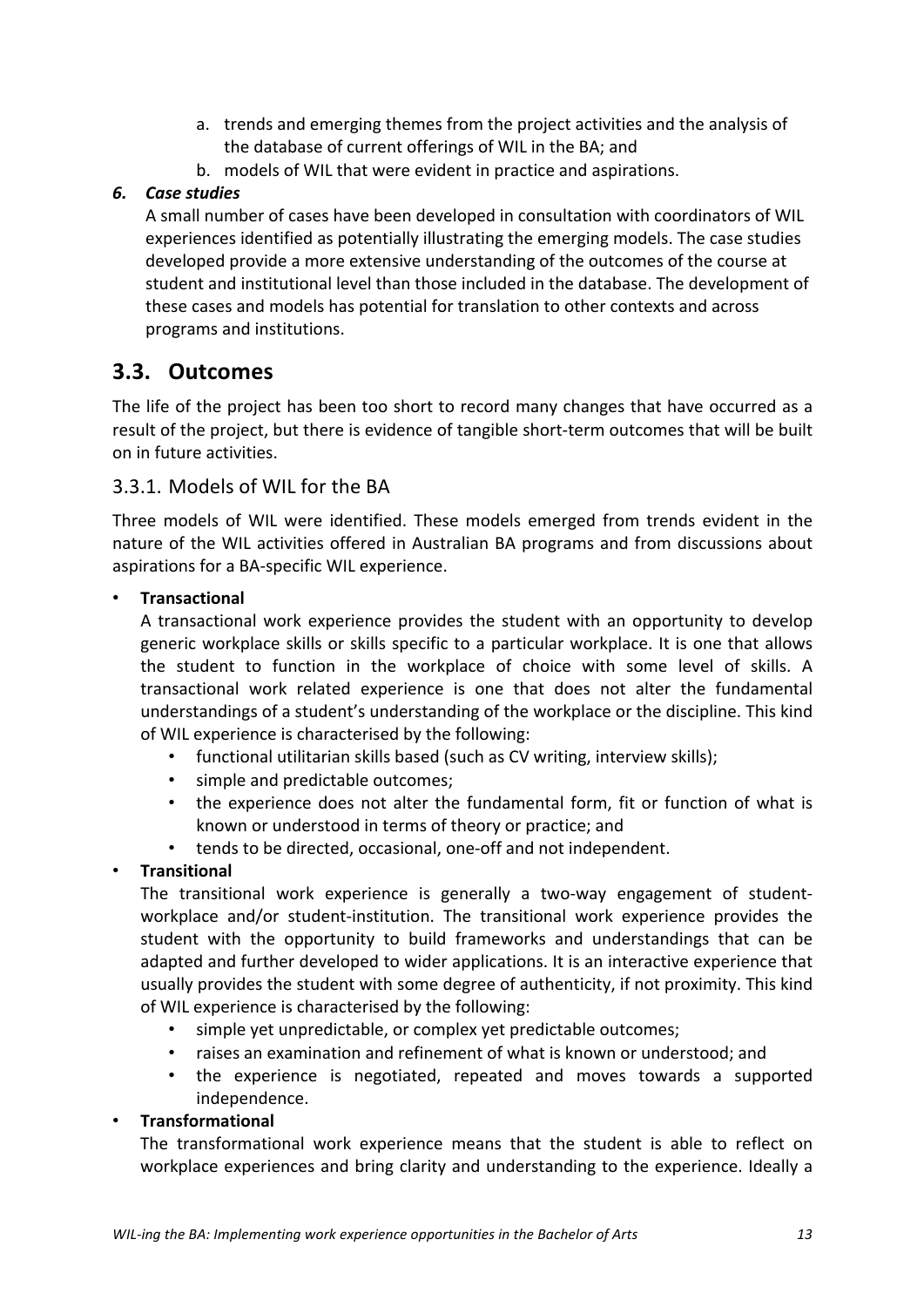a. trends and emerging themes from the project activities and the analysis of the database of current offerings of WIL in the BA; and
   b. models of WIL that were evident in practice and aspirations.

6. ***Case studies***

   A small number of cases have been developed in consultation with coordinators of WIL experiences identified as potentially illustrating the emerging models. The case studies developed provide a more extensive understanding of the outcomes of the course at student and institutional level than those included in the database. The development of these cases and models has potential for translation to other contexts and across programs and institutions.

## 3.3. Outcomes

The life of the project has been too short to record many changes that have occurred as a result of the project, but there is evidence of tangible short-term outcomes that will be built on in future activities.

### 3.3.1. Models of WIL for the BA

Three models of WIL were identified. These models emerged from trends evident in the nature of the WIL activities offered in Australian BA programs and from discussions about aspirations for a BA-specific WIL experience.

- **Transactional**

  A transactional work experience provides the student with an opportunity to develop generic workplace skills or skills specific to a particular workplace. It is one that allows the student to function in the workplace of choice with some level of skills. A transactional work related experience is one that does not alter the fundamental understandings of a student's understanding of the workplace or the discipline. This kind of WIL experience is characterised by the following:
  - functional utilitarian skills based (such as CV writing, interview skills);
  - simple and predictable outcomes;
  - the experience does not alter the fundamental form, fit or function of what is known or understood in terms of theory or practice; and
  - tends to be directed, occasional, one-off and not independent.

- **Transitional**

  The transitional work experience is generally a two-way engagement of student-workplace and/or student-institution. The transitional work experience provides the student with the opportunity to build frameworks and understandings that can be adapted and further developed to wider applications. It is an interactive experience that usually provides the student with some degree of authenticity, if not proximity. This kind of WIL experience is characterised by the following:
  - simple yet unpredictable, or complex yet predictable outcomes;
  - raises an examination and refinement of what is known or understood; and
  - the experience is negotiated, repeated and moves towards a supported independence.

- **Transformational**

  The transformational work experience means that the student is able to reflect on workplace experiences and bring clarity and understanding to the experience. Ideally a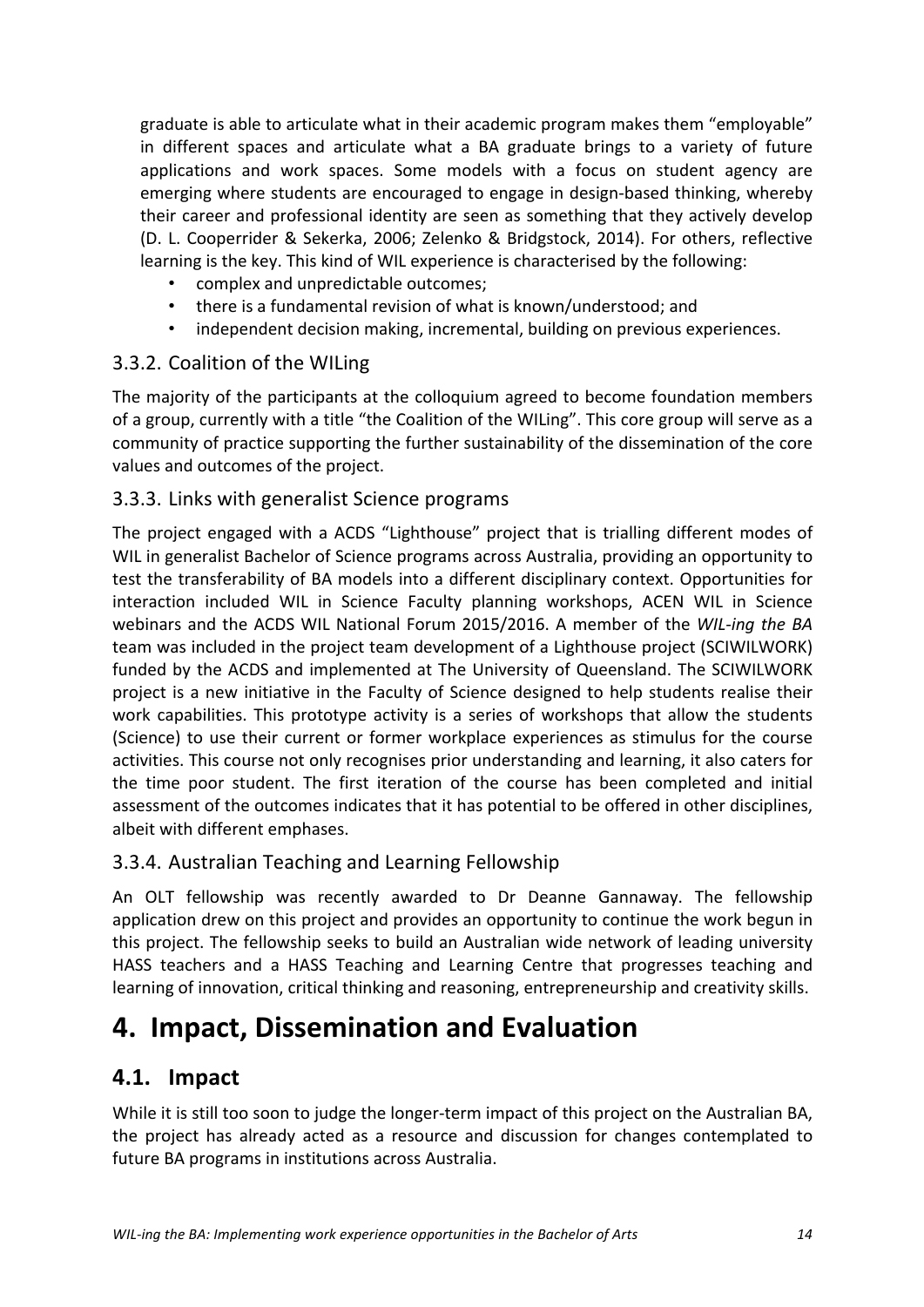graduate is able to articulate what in their academic program makes them "employable" in different spaces and articulate what a BA graduate brings to a variety of future applications and work spaces. Some models with a focus on student agency are emerging where students are encouraged to engage in design-based thinking, whereby their career and professional identity are seen as something that they actively develop (D. L. Cooperrider & Sekerka, 2006; Zelenko & Bridgstock, 2014). For others, reflective learning is the key. This kind of WIL experience is characterised by the following:

- complex and unpredictable outcomes;
- there is a fundamental revision of what is known/understood; and
- independent decision making, incremental, building on previous experiences.

### 3.3.2. Coalition of the WILing

The majority of the participants at the colloquium agreed to become foundation members of a group, currently with a title "the Coalition of the WILing". This core group will serve as a community of practice supporting the further sustainability of the dissemination of the core values and outcomes of the project.

### 3.3.3. Links with generalist Science programs

The project engaged with a ACDS "Lighthouse" project that is trialling different modes of WIL in generalist Bachelor of Science programs across Australia, providing an opportunity to test the transferability of BA models into a different disciplinary context. Opportunities for interaction included WIL in Science Faculty planning workshops, ACEN WIL in Science webinars and the ACDS WIL National Forum 2015/2016. A member of the *WIL-ing the BA* team was included in the project team development of a Lighthouse project (SCIWILWORK) funded by the ACDS and implemented at The University of Queensland. The SCIWILWORK project is a new initiative in the Faculty of Science designed to help students realise their work capabilities. This prototype activity is a series of workshops that allow the students (Science) to use their current or former workplace experiences as stimulus for the course activities. This course not only recognises prior understanding and learning, it also caters for the time poor student. The first iteration of the course has been completed and initial assessment of the outcomes indicates that it has potential to be offered in other disciplines, albeit with different emphases.

### 3.3.4. Australian Teaching and Learning Fellowship

An OLT fellowship was recently awarded to Dr Deanne Gannaway. The fellowship application drew on this project and provides an opportunity to continue the work begun in this project. The fellowship seeks to build an Australian wide network of leading university HASS teachers and a HASS Teaching and Learning Centre that progresses teaching and learning of innovation, critical thinking and reasoning, entrepreneurship and creativity skills.

# 4. Impact, Dissemination and Evaluation

## 4.1. Impact

While it is still too soon to judge the longer-term impact of this project on the Australian BA, the project has already acted as a resource and discussion for changes contemplated to future BA programs in institutions across Australia.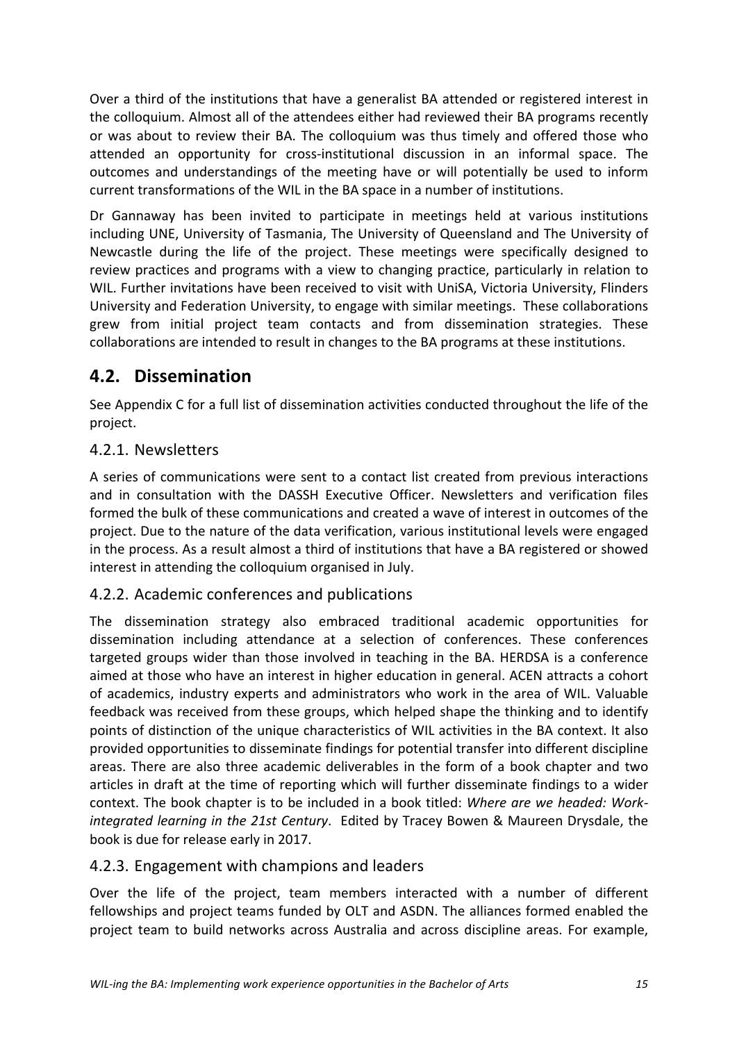Over a third of the institutions that have a generalist BA attended or registered interest in the colloquium. Almost all of the attendees either had reviewed their BA programs recently or was about to review their BA. The colloquium was thus timely and offered those who attended an opportunity for cross-institutional discussion in an informal space. The outcomes and understandings of the meeting have or will potentially be used to inform current transformations of the WIL in the BA space in a number of institutions.

Dr Gannaway has been invited to participate in meetings held at various institutions including UNE, University of Tasmania, The University of Queensland and The University of Newcastle during the life of the project. These meetings were specifically designed to review practices and programs with a view to changing practice, particularly in relation to WIL. Further invitations have been received to visit with UniSA, Victoria University, Flinders University and Federation University, to engage with similar meetings. These collaborations grew from initial project team contacts and from dissemination strategies. These collaborations are intended to result in changes to the BA programs at these institutions.

## 4.2. Dissemination

See Appendix C for a full list of dissemination activities conducted throughout the life of the project.

### 4.2.1. Newsletters

A series of communications were sent to a contact list created from previous interactions and in consultation with the DASSH Executive Officer. Newsletters and verification files formed the bulk of these communications and created a wave of interest in outcomes of the project. Due to the nature of the data verification, various institutional levels were engaged in the process. As a result almost a third of institutions that have a BA registered or showed interest in attending the colloquium organised in July.

### 4.2.2. Academic conferences and publications

The dissemination strategy also embraced traditional academic opportunities for dissemination including attendance at a selection of conferences. These conferences targeted groups wider than those involved in teaching in the BA. HERDSA is a conference aimed at those who have an interest in higher education in general. ACEN attracts a cohort of academics, industry experts and administrators who work in the area of WIL. Valuable feedback was received from these groups, which helped shape the thinking and to identify points of distinction of the unique characteristics of WIL activities in the BA context. It also provided opportunities to disseminate findings for potential transfer into different discipline areas. There are also three academic deliverables in the form of a book chapter and two articles in draft at the time of reporting which will further disseminate findings to a wider context. The book chapter is to be included in a book titled: *Where are we headed: Work-integrated learning in the 21st Century*. Edited by Tracey Bowen & Maureen Drysdale, the book is due for release early in 2017.

### 4.2.3. Engagement with champions and leaders

Over the life of the project, team members interacted with a number of different fellowships and project teams funded by OLT and ASDN. The alliances formed enabled the project team to build networks across Australia and across discipline areas. For example,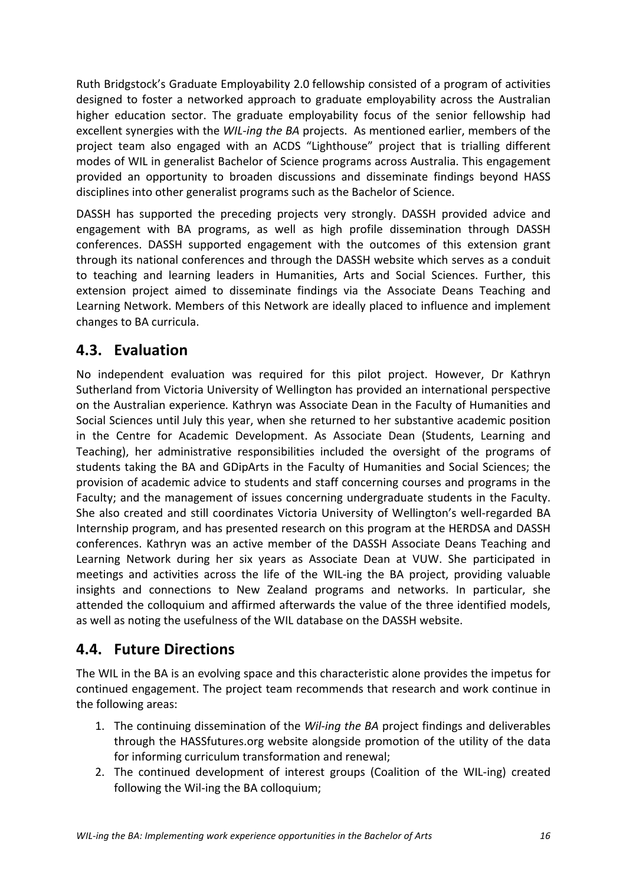Ruth Bridgstock's Graduate Employability 2.0 fellowship consisted of a program of activities designed to foster a networked approach to graduate employability across the Australian higher education sector. The graduate employability focus of the senior fellowship had excellent synergies with the *WIL-ing the BA* projects. As mentioned earlier, members of the project team also engaged with an ACDS "Lighthouse" project that is trialling different modes of WIL in generalist Bachelor of Science programs across Australia. This engagement provided an opportunity to broaden discussions and disseminate findings beyond HASS disciplines into other generalist programs such as the Bachelor of Science.

DASSH has supported the preceding projects very strongly. DASSH provided advice and engagement with BA programs, as well as high profile dissemination through DASSH conferences. DASSH supported engagement with the outcomes of this extension grant through its national conferences and through the DASSH website which serves as a conduit to teaching and learning leaders in Humanities, Arts and Social Sciences. Further, this extension project aimed to disseminate findings via the Associate Deans Teaching and Learning Network. Members of this Network are ideally placed to influence and implement changes to BA curricula.

## 4.3. Evaluation

No independent evaluation was required for this pilot project. However, Dr Kathryn Sutherland from Victoria University of Wellington has provided an international perspective on the Australian experience. Kathryn was Associate Dean in the Faculty of Humanities and Social Sciences until July this year, when she returned to her substantive academic position in the Centre for Academic Development. As Associate Dean (Students, Learning and Teaching), her administrative responsibilities included the oversight of the programs of students taking the BA and GDipArts in the Faculty of Humanities and Social Sciences; the provision of academic advice to students and staff concerning courses and programs in the Faculty; and the management of issues concerning undergraduate students in the Faculty. She also created and still coordinates Victoria University of Wellington's well-regarded BA Internship program, and has presented research on this program at the HERDSA and DASSH conferences. Kathryn was an active member of the DASSH Associate Deans Teaching and Learning Network during her six years as Associate Dean at VUW. She participated in meetings and activities across the life of the WIL-ing the BA project, providing valuable insights and connections to New Zealand programs and networks. In particular, she attended the colloquium and affirmed afterwards the value of the three identified models, as well as noting the usefulness of the WIL database on the DASSH website.

## 4.4. Future Directions

The WIL in the BA is an evolving space and this characteristic alone provides the impetus for continued engagement. The project team recommends that research and work continue in the following areas:

1. The continuing dissemination of the *Wil-ing the BA* project findings and deliverables through the HASSfutures.org website alongside promotion of the utility of the data for informing curriculum transformation and renewal;
2. The continued development of interest groups (Coalition of the WIL-ing) created following the Wil-ing the BA colloquium;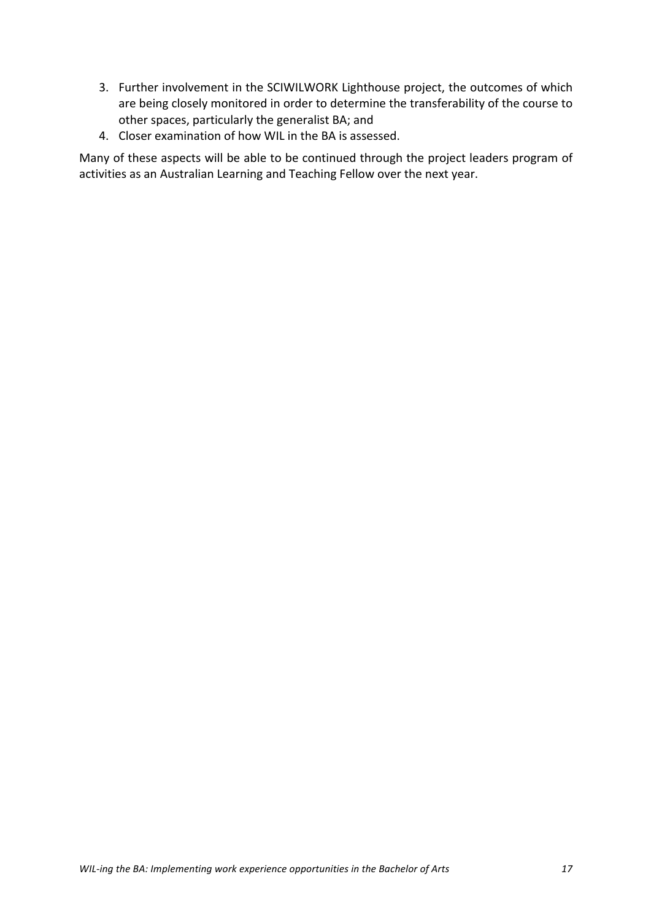3. Further involvement in the SCIWILWORK Lighthouse project, the outcomes of which are being closely monitored in order to determine the transferability of the course to other spaces, particularly the generalist BA; and
4. Closer examination of how WIL in the BA is assessed.

Many of these aspects will be able to be continued through the project leaders program of activities as an Australian Learning and Teaching Fellow over the next year.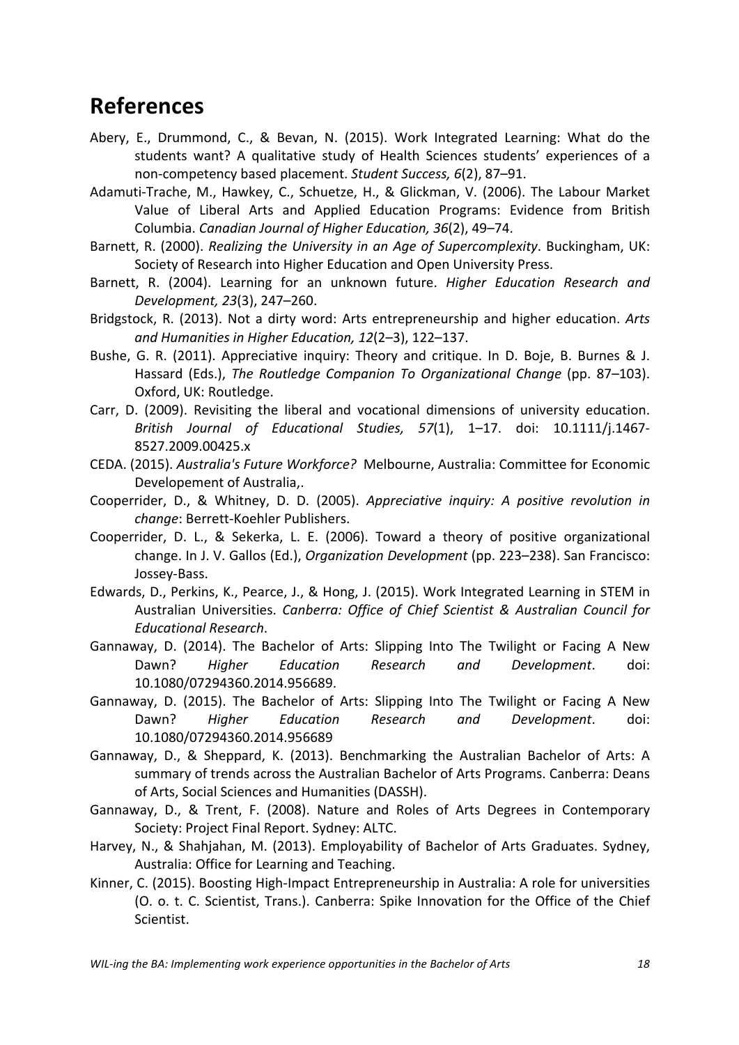## References

Abery, E., Drummond, C., & Bevan, N. (2015). Work Integrated Learning: What do the students want? A qualitative study of Health Sciences students' experiences of a non-competency based placement. *Student Success, 6*(2), 87–91.

Adamuti-Trache, M., Hawkey, C., Schuetze, H., & Glickman, V. (2006). The Labour Market Value of Liberal Arts and Applied Education Programs: Evidence from British Columbia. *Canadian Journal of Higher Education, 36*(2), 49–74.

Barnett, R. (2000). *Realizing the University in an Age of Supercomplexity*. Buckingham, UK: Society of Research into Higher Education and Open University Press.

Barnett, R. (2004). Learning for an unknown future. *Higher Education Research and Development, 23*(3), 247–260.

Bridgstock, R. (2013). Not a dirty word: Arts entrepreneurship and higher education. *Arts and Humanities in Higher Education, 12*(2–3), 122–137.

Bushe, G. R. (2011). Appreciative inquiry: Theory and critique. In D. Boje, B. Burnes & J. Hassard (Eds.), *The Routledge Companion To Organizational Change* (pp. 87–103). Oxford, UK: Routledge.

Carr, D. (2009). Revisiting the liberal and vocational dimensions of university education. *British Journal of Educational Studies, 57*(1), 1–17. doi: 10.1111/j.1467-8527.2009.00425.x

CEDA. (2015). *Australia's Future Workforce?* Melbourne, Australia: Committee for Economic Developement of Australia,.

Cooperrider, D., & Whitney, D. D. (2005). *Appreciative inquiry: A positive revolution in change*: Berrett-Koehler Publishers.

Cooperrider, D. L., & Sekerka, L. E. (2006). Toward a theory of positive organizational change. In J. V. Gallos (Ed.), *Organization Development* (pp. 223–238). San Francisco: Jossey-Bass.

Edwards, D., Perkins, K., Pearce, J., & Hong, J. (2015). Work Integrated Learning in STEM in Australian Universities. *Canberra: Office of Chief Scientist & Australian Council for Educational Research*.

Gannaway, D. (2014). The Bachelor of Arts: Slipping Into The Twilight or Facing A New Dawn? *Higher Education Research and Development*. doi: 10.1080/07294360.2014.956689.

Gannaway, D. (2015). The Bachelor of Arts: Slipping Into The Twilight or Facing A New Dawn? *Higher Education Research and Development*. doi: 10.1080/07294360.2014.956689

Gannaway, D., & Sheppard, K. (2013). Benchmarking the Australian Bachelor of Arts: A summary of trends across the Australian Bachelor of Arts Programs. Canberra: Deans of Arts, Social Sciences and Humanities (DASSH).

Gannaway, D., & Trent, F. (2008). Nature and Roles of Arts Degrees in Contemporary Society: Project Final Report. Sydney: ALTC.

Harvey, N., & Shahjahan, M. (2013). Employability of Bachelor of Arts Graduates. Sydney, Australia: Office for Learning and Teaching.

Kinner, C. (2015). Boosting High-Impact Entrepreneurship in Australia: A role for universities (O. o. t. C. Scientist, Trans.). Canberra: Spike Innovation for the Office of the Chief Scientist.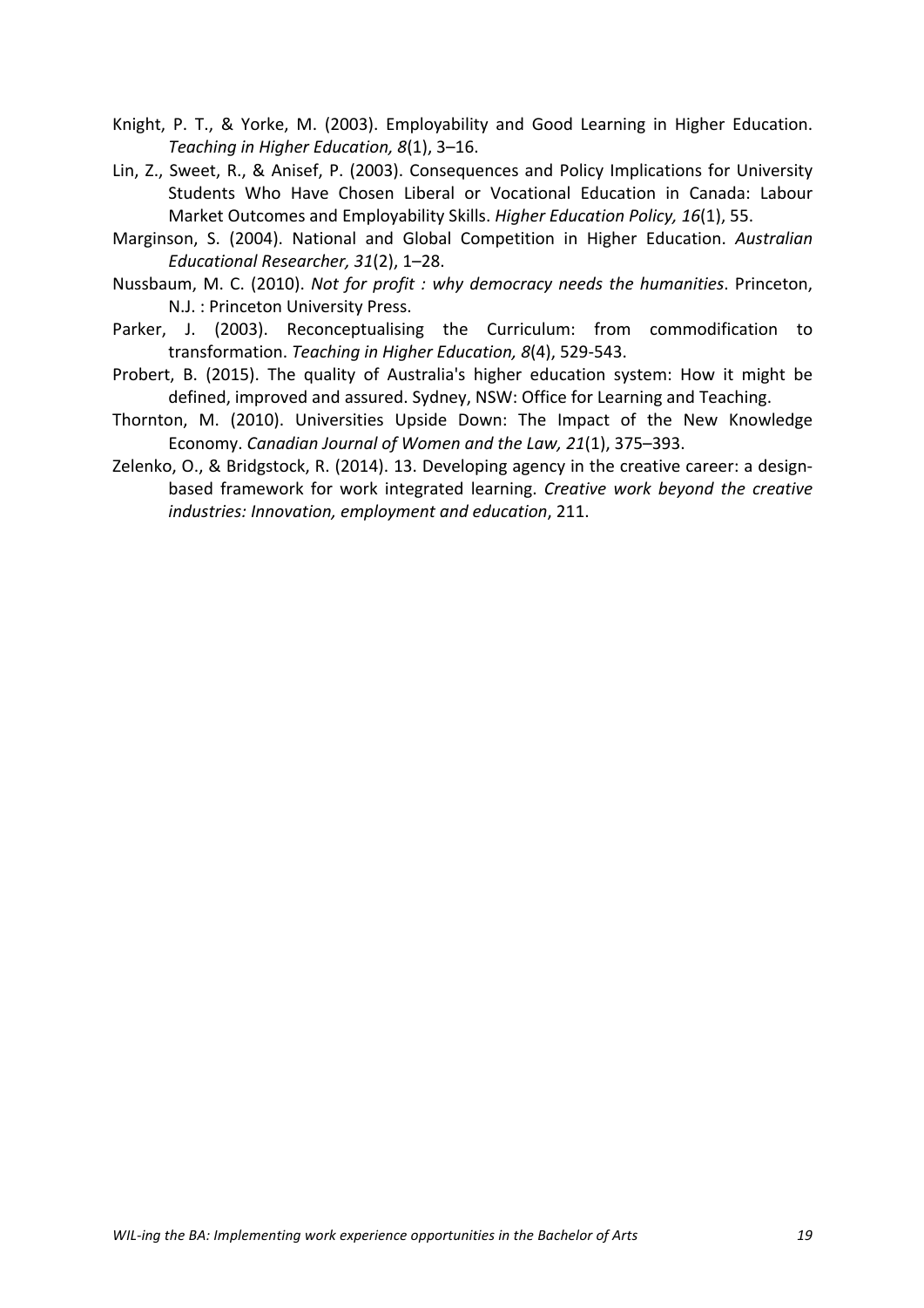Knight, P. T., & Yorke, M. (2003). Employability and Good Learning in Higher Education. *Teaching in Higher Education, 8*(1), 3–16.

Lin, Z., Sweet, R., & Anisef, P. (2003). Consequences and Policy Implications for University Students Who Have Chosen Liberal or Vocational Education in Canada: Labour Market Outcomes and Employability Skills. *Higher Education Policy, 16*(1), 55.

Marginson, S. (2004). National and Global Competition in Higher Education. *Australian Educational Researcher, 31*(2), 1–28.

Nussbaum, M. C. (2010). *Not for profit : why democracy needs the humanities*. Princeton, N.J. : Princeton University Press.

Parker, J. (2003). Reconceptualising the Curriculum: from commodification to transformation. *Teaching in Higher Education, 8*(4), 529-543.

Probert, B. (2015). The quality of Australia's higher education system: How it might be defined, improved and assured. Sydney, NSW: Office for Learning and Teaching.

Thornton, M. (2010). Universities Upside Down: The Impact of the New Knowledge Economy. *Canadian Journal of Women and the Law, 21*(1), 375–393.

Zelenko, O., & Bridgstock, R. (2014). 13. Developing agency in the creative career: a design-based framework for work integrated learning. *Creative work beyond the creative industries: Innovation, employment and education*, 211.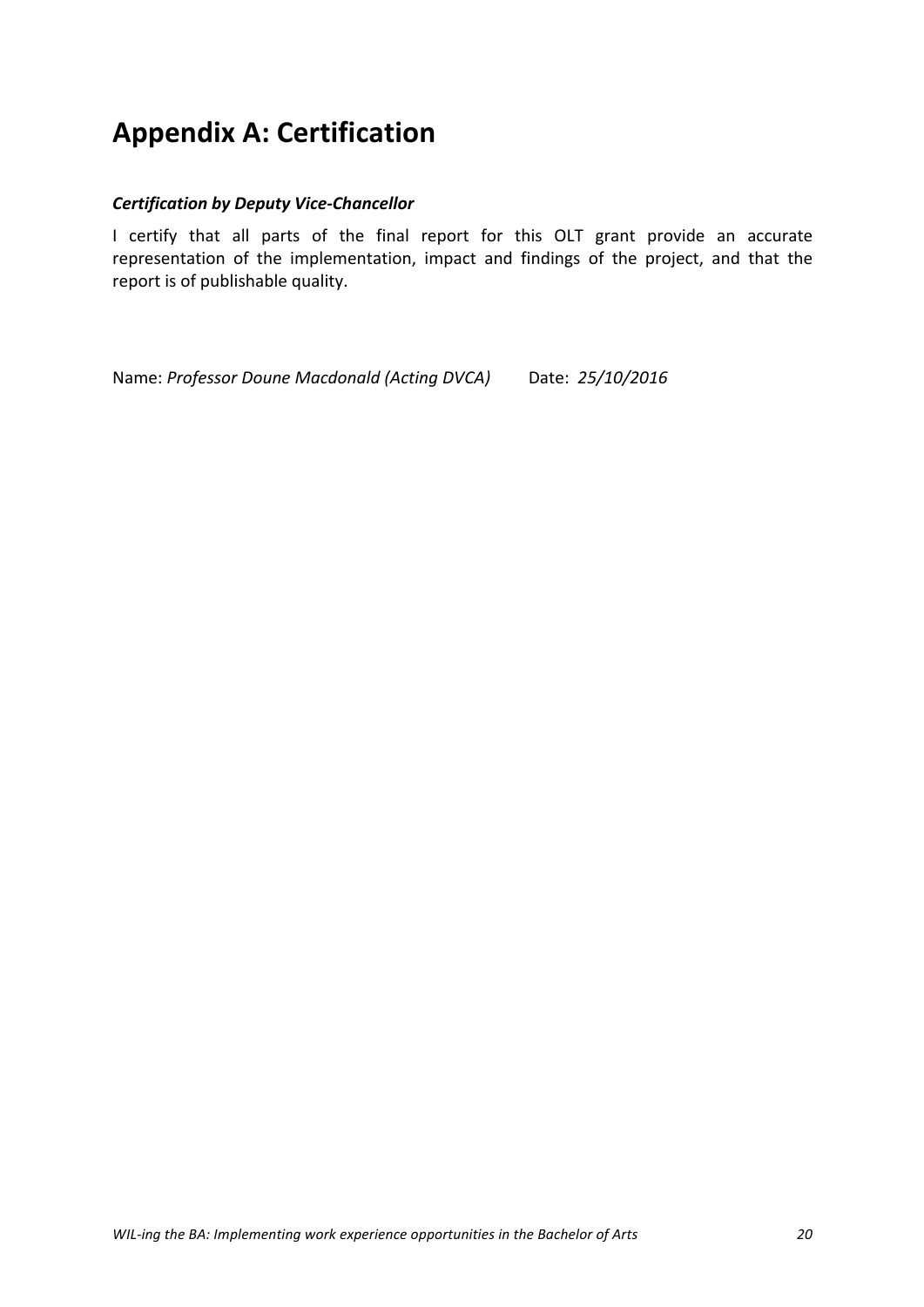# Appendix A: Certification

***Certification by Deputy Vice-Chancellor***

I certify that all parts of the final report for this OLT grant provide an accurate representation of the implementation, impact and findings of the project, and that the report is of publishable quality.

Name: *Professor Doune Macdonald (Acting DVCA)* Date: *25/10/2016*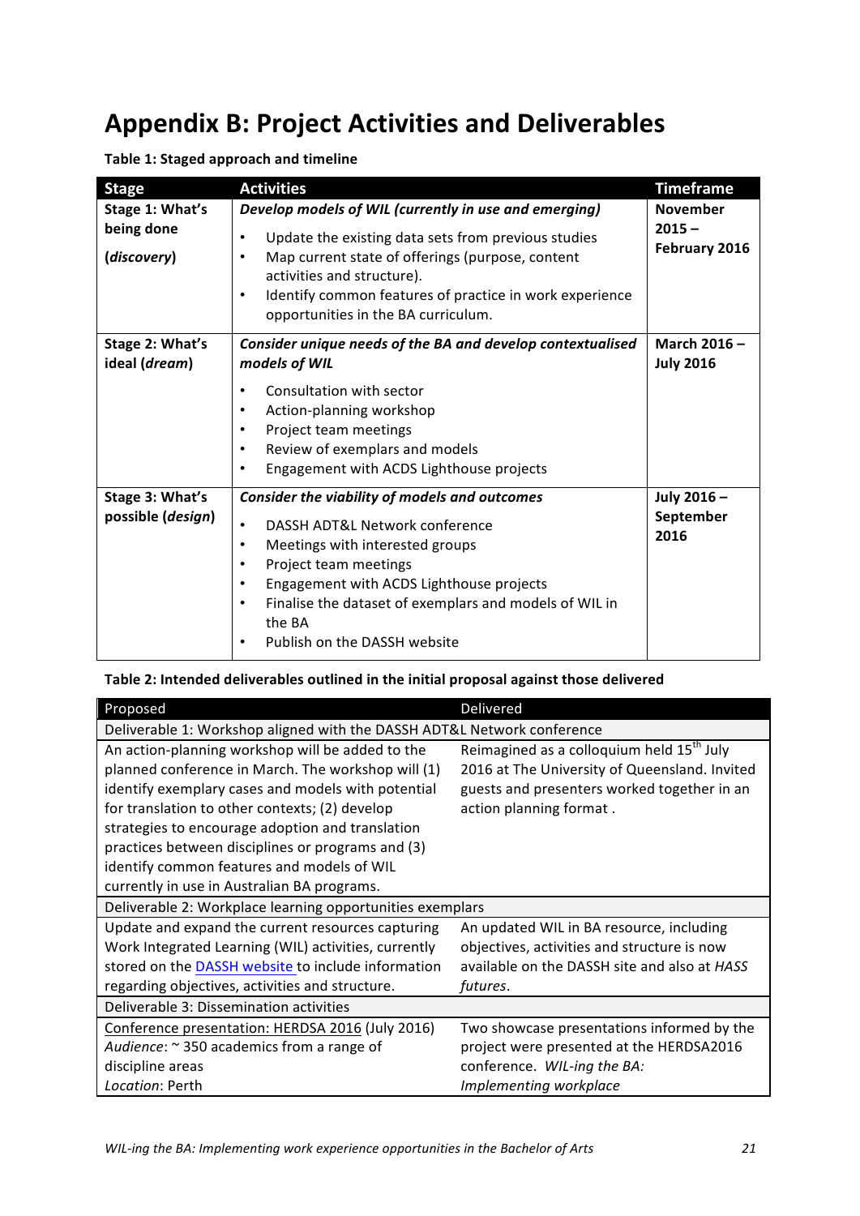# Appendix B: Project Activities and Deliverables

**Table 1: Staged approach and timeline**

| Stage | Activities | Timeframe |
|---|---|---|
| **Stage 1: What's being done (*discovery*)** | ***Develop models of WIL (currently in use and emerging)*** <br> • Update the existing data sets from previous studies <br> • Map current state of offerings (purpose, content activities and structure). <br> • Identify common features of practice in work experience opportunities in the BA curriculum. | **November 2015 – February 2016** |
| **Stage 2: What's ideal (*dream*)** | ***Consider unique needs of the BA and develop contextualised models of WIL*** <br> • Consultation with sector <br> • Action-planning workshop <br> • Project team meetings <br> • Review of exemplars and models <br> • Engagement with ACDS Lighthouse projects | **March 2016 – July 2016** |
| **Stage 3: What's possible (*design*)** | ***Consider the viability of models and outcomes*** <br> • DASSH ADT&L Network conference <br> • Meetings with interested groups <br> • Project team meetings <br> • Engagement with ACDS Lighthouse projects <br> • Finalise the dataset of exemplars and models of WIL in the BA <br> • Publish on the DASSH website | **July 2016 – September 2016** |

**Table 2: Intended deliverables outlined in the initial proposal against those delivered**

| Proposed | Delivered |
|---|---|
| Deliverable 1: Workshop aligned with the DASSH ADT&L Network conference | |
| An action-planning workshop will be added to the planned conference in March. The workshop will (1) identify exemplary cases and models with potential for translation to other contexts; (2) develop strategies to encourage adoption and translation practices between disciplines or programs and (3) identify common features and models of WIL currently in use in Australian BA programs. | Reimagined as a colloquium held 15th July 2016 at The University of Queensland. Invited guests and presenters worked together in an action planning format . |
| Deliverable 2: Workplace learning opportunities exemplars | |
| Update and expand the current resources capturing Work Integrated Learning (WIL) activities, currently stored on the DASSH website to include information regarding objectives, activities and structure. | An updated WIL in BA resource, including objectives, activities and structure is now available on the DASSH site and also at *HASS futures*. |
| Deliverable 3: Dissemination activities | |
| Conference presentation: HERDSA 2016 (July 2016) <br> *Audience*: ~ 350 academics from a range of discipline areas <br> *Location*: Perth | Two showcase presentations informed by the project were presented at the HERDSA2016 conference. *WIL-ing the BA: Implementing workplace* |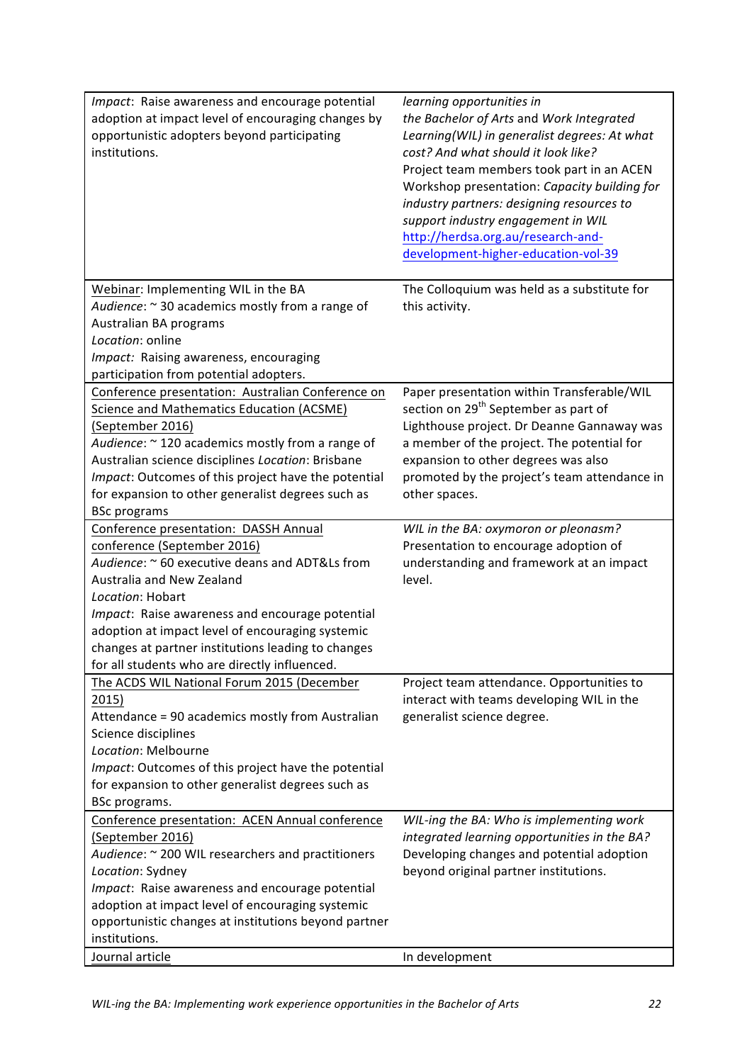| | |
|---|---|
| *Impact*: Raise awareness and encourage potential adoption at impact level of encouraging changes by opportunistic adopters beyond participating institutions. | *learning opportunities in the Bachelor of Arts* and *Work Integrated Learning(WIL) in generalist degrees: At what cost? And what should it look like?* Project team members took part in an ACEN Workshop presentation: *Capacity building for industry partners: designing resources to support industry engagement in WIL* http://herdsa.org.au/research-and-development-higher-education-vol-39 |
| Webinar: Implementing WIL in the BA<br>*Audience*: ~ 30 academics mostly from a range of Australian BA programs<br>*Location*: online<br>*Impact:* Raising awareness, encouraging participation from potential adopters. | The Colloquium was held as a substitute for this activity. |
| Conference presentation: Australian Conference on Science and Mathematics Education (ACSME) (September 2016)<br>*Audience*: ~ 120 academics mostly from a range of Australian science disciplines *Location*: Brisbane<br>*Impact*: Outcomes of this project have the potential for expansion to other generalist degrees such as BSc programs | Paper presentation within Transferable/WIL section on 29th September as part of Lighthouse project. Dr Deanne Gannaway was a member of the project. The potential for expansion to other degrees was also promoted by the project's team attendance in other spaces. |
| Conference presentation: DASSH Annual conference (September 2016)<br>*Audience*: ~ 60 executive deans and ADT&Ls from Australia and New Zealand<br>*Location*: Hobart<br>*Impact*: Raise awareness and encourage potential adoption at impact level of encouraging systemic changes at partner institutions leading to changes for all students who are directly influenced. | *WIL in the BA: oxymoron or pleonasm?* Presentation to encourage adoption of understanding and framework at an impact level. |
| The ACDS WIL National Forum 2015 (December 2015)<br>Attendance = 90 academics mostly from Australian Science disciplines<br>*Location*: Melbourne<br>*Impact*: Outcomes of this project have the potential for expansion to other generalist degrees such as BSc programs. | Project team attendance. Opportunities to interact with teams developing WIL in the generalist science degree. |
| Conference presentation: ACEN Annual conference (September 2016)<br>*Audience*: ~ 200 WIL researchers and practitioners<br>*Location*: Sydney<br>*Impact*: Raise awareness and encourage potential adoption at impact level of encouraging systemic opportunistic changes at institutions beyond partner institutions. | *WIL-ing the BA: Who is implementing work integrated learning opportunities in the BA?* Developing changes and potential adoption beyond original partner institutions. |
| Journal article | In development |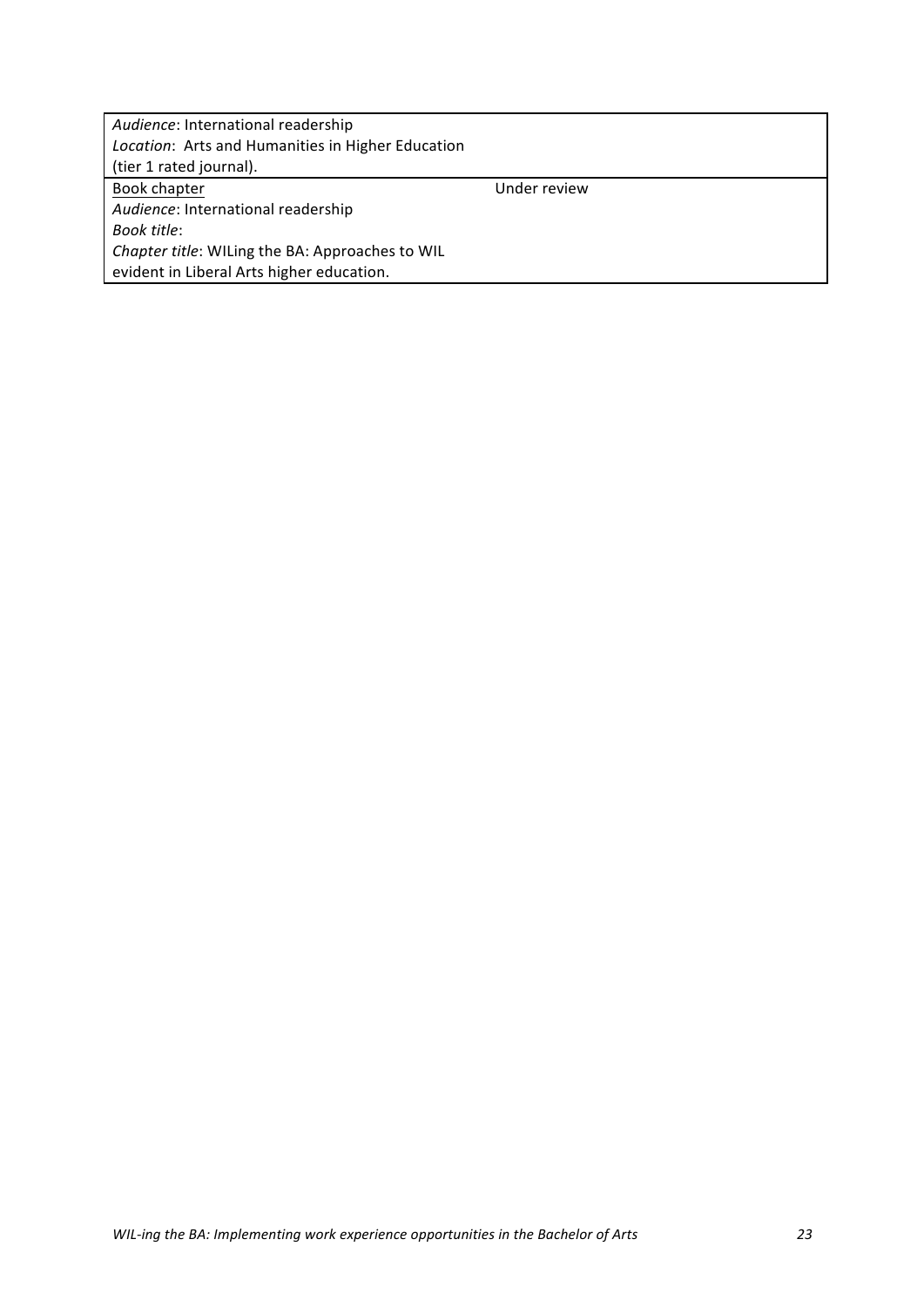| | |
|---|---|
| *Audience*: International readership<br>*Location*: Arts and Humanities in Higher Education (tier 1 rated journal). | |
| Book chapter<br>*Audience*: International readership<br>*Book title*:<br>*Chapter title*: WILing the BA: Approaches to WIL evident in Liberal Arts higher education. | Under review |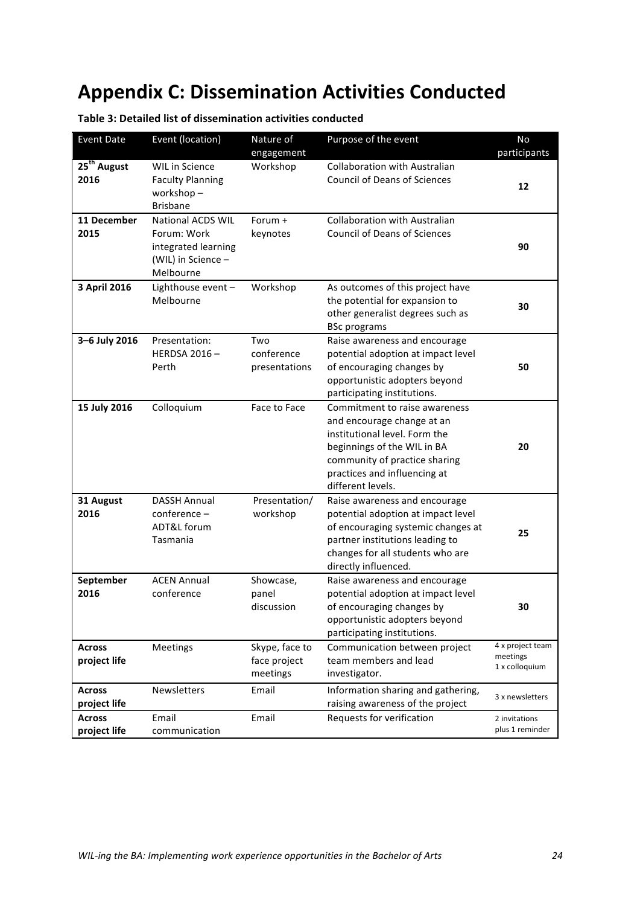# Appendix C: Dissemination Activities Conducted

**Table 3: Detailed list of dissemination activities conducted**

| Event Date | Event (location) | Nature of engagement | Purpose of the event | No participants |
|---|---|---|---|---|
| **25th August 2016** | WIL in Science Faculty Planning workshop – Brisbane | Workshop | Collaboration with Australian Council of Deans of Sciences | **12** |
| **11 December 2015** | National ACDS WIL Forum: Work integrated learning (WIL) in Science – Melbourne | Forum + keynotes | Collaboration with Australian Council of Deans of Sciences | **90** |
| **3 April 2016** | Lighthouse event – Melbourne | Workshop | As outcomes of this project have the potential for expansion to other generalist degrees such as BSc programs | **30** |
| **3–6 July 2016** | Presentation: HERDSA 2016 – Perth | Two conference presentations | Raise awareness and encourage potential adoption at impact level of encouraging changes by opportunistic adopters beyond participating institutions. | **50** |
| **15 July 2016** | Colloquium | Face to Face | Commitment to raise awareness and encourage change at an institutional level. Form the beginnings of the WIL in BA community of practice sharing practices and influencing at different levels. | **20** |
| **31 August 2016** | DASSH Annual conference – ADT&L forum Tasmania | Presentation/ workshop | Raise awareness and encourage potential adoption at impact level of encouraging systemic changes at partner institutions leading to changes for all students who are directly influenced. | **25** |
| **September 2016** | ACEN Annual conference | Showcase, panel discussion | Raise awareness and encourage potential adoption at impact level of encouraging changes by opportunistic adopters beyond participating institutions. | **30** |
| **Across project life** | Meetings | Skype, face to face project meetings | Communication between project team members and lead investigator. | 4 x project team meetings 1 x colloquium |
| **Across project life** | Newsletters | Email | Information sharing and gathering, raising awareness of the project | 3 x newsletters |
| **Across project life** | Email communication | Email | Requests for verification | 2 invitations plus 1 reminder |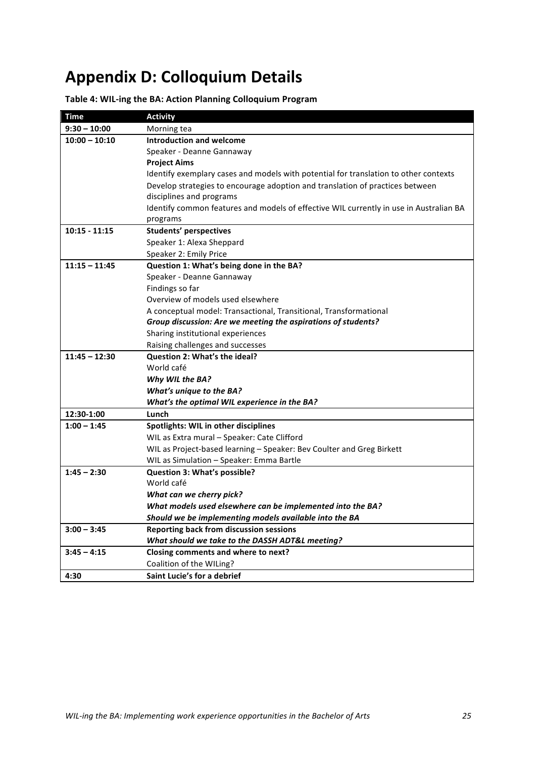# Appendix D: Colloquium Details

**Table 4: WIL-ing the BA: Action Planning Colloquium Program**

| Time | Activity |
|---|---|
| **9:30 – 10:00** | Morning tea |
| **10:00 – 10:10** | **Introduction and welcome**<br>Speaker - Deanne Gannaway<br>**Project Aims**<br>Identify exemplary cases and models with potential for translation to other contexts<br>Develop strategies to encourage adoption and translation of practices between disciplines and programs<br>Identify common features and models of effective WIL currently in use in Australian BA programs |
| **10:15 - 11:15** | **Students' perspectives**<br>Speaker 1: Alexa Sheppard<br>Speaker 2: Emily Price |
| **11:15 – 11:45** | **Question 1: What's being done in the BA?**<br>Speaker - Deanne Gannaway<br>Findings so far<br>Overview of models used elsewhere<br>A conceptual model: Transactional, Transitional, Transformational<br>***Group discussion: Are we meeting the aspirations of students?***<br>Sharing institutional experiences<br>Raising challenges and successes |
| **11:45 – 12:30** | **Question 2: What's the ideal?**<br>World café<br>***Why WIL the BA?***<br>***What's unique to the BA?***<br>***What's the optimal WIL experience in the BA?*** |
| **12:30-1:00** | **Lunch** |
| **1:00 – 1:45** | **Spotlights: WIL in other disciplines**<br>WIL as Extra mural – Speaker: Cate Clifford<br>WIL as Project-based learning – Speaker: Bev Coulter and Greg Birkett<br>WIL as Simulation – Speaker: Emma Bartle |
| **1:45 – 2:30** | **Question 3: What's possible?**<br>World café<br>***What can we cherry pick?***<br>***What models used elsewhere can be implemented into the BA?***<br>***Should we be implementing models available into the BA*** |
| **3:00 – 3:45** | **Reporting back from discussion sessions**<br>***What should we take to the DASSH ADT&L meeting?*** |
| **3:45 – 4:15** | **Closing comments and where to next?**<br>Coalition of the WILing? |
| **4:30** | **Saint Lucie's for a debrief** |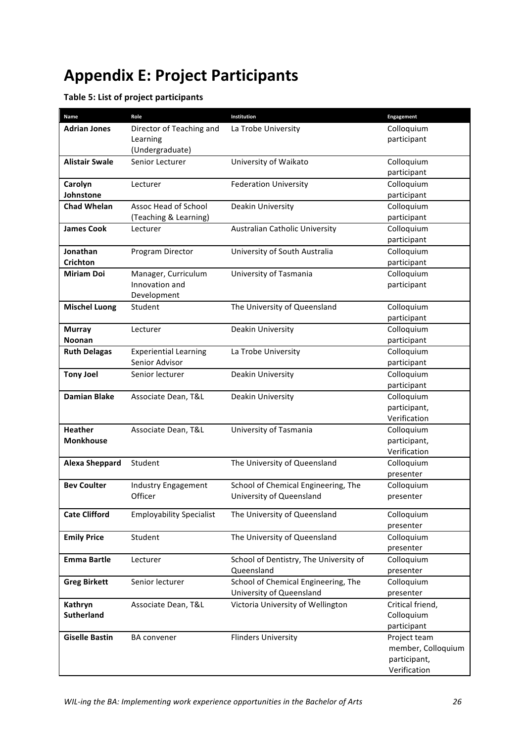# Appendix E: Project Participants

**Table 5: List of project participants**

| Name | Role | Institution | Engagement |
|---|---|---|---|
| **Adrian Jones** | Director of Teaching and Learning (Undergraduate) | La Trobe University | Colloquium participant |
| **Alistair Swale** | Senior Lecturer | University of Waikato | Colloquium participant |
| **Carolyn Johnstone** | Lecturer | Federation University | Colloquium participant |
| **Chad Whelan** | Assoc Head of School (Teaching & Learning) | Deakin University | Colloquium participant |
| **James Cook** | Lecturer | Australian Catholic University | Colloquium participant |
| **Jonathan Crichton** | Program Director | University of South Australia | Colloquium participant |
| **Miriam Doi** | Manager, Curriculum Innovation and Development | University of Tasmania | Colloquium participant |
| **Mischel Luong** | Student | The University of Queensland | Colloquium participant |
| **Murray Noonan** | Lecturer | Deakin University | Colloquium participant |
| **Ruth Delagas** | Experiential Learning Senior Advisor | La Trobe University | Colloquium participant |
| **Tony Joel** | Senior lecturer | Deakin University | Colloquium participant |
| **Damian Blake** | Associate Dean, T&L | Deakin University | Colloquium participant, Verification |
| **Heather Monkhouse** | Associate Dean, T&L | University of Tasmania | Colloquium participant, Verification |
| **Alexa Sheppard** | Student | The University of Queensland | Colloquium presenter |
| **Bev Coulter** | Industry Engagement Officer | School of Chemical Engineering, The University of Queensland | Colloquium presenter |
| **Cate Clifford** | Employability Specialist | The University of Queensland | Colloquium presenter |
| **Emily Price** | Student | The University of Queensland | Colloquium presenter |
| **Emma Bartle** | Lecturer | School of Dentistry, The University of Queensland | Colloquium presenter |
| **Greg Birkett** | Senior lecturer | School of Chemical Engineering, The University of Queensland | Colloquium presenter |
| **Kathryn Sutherland** | Associate Dean, T&L | Victoria University of Wellington | Critical friend, Colloquium participant |
| **Giselle Bastin** | BA convener | Flinders University | Project team member, Colloquium participant, Verification |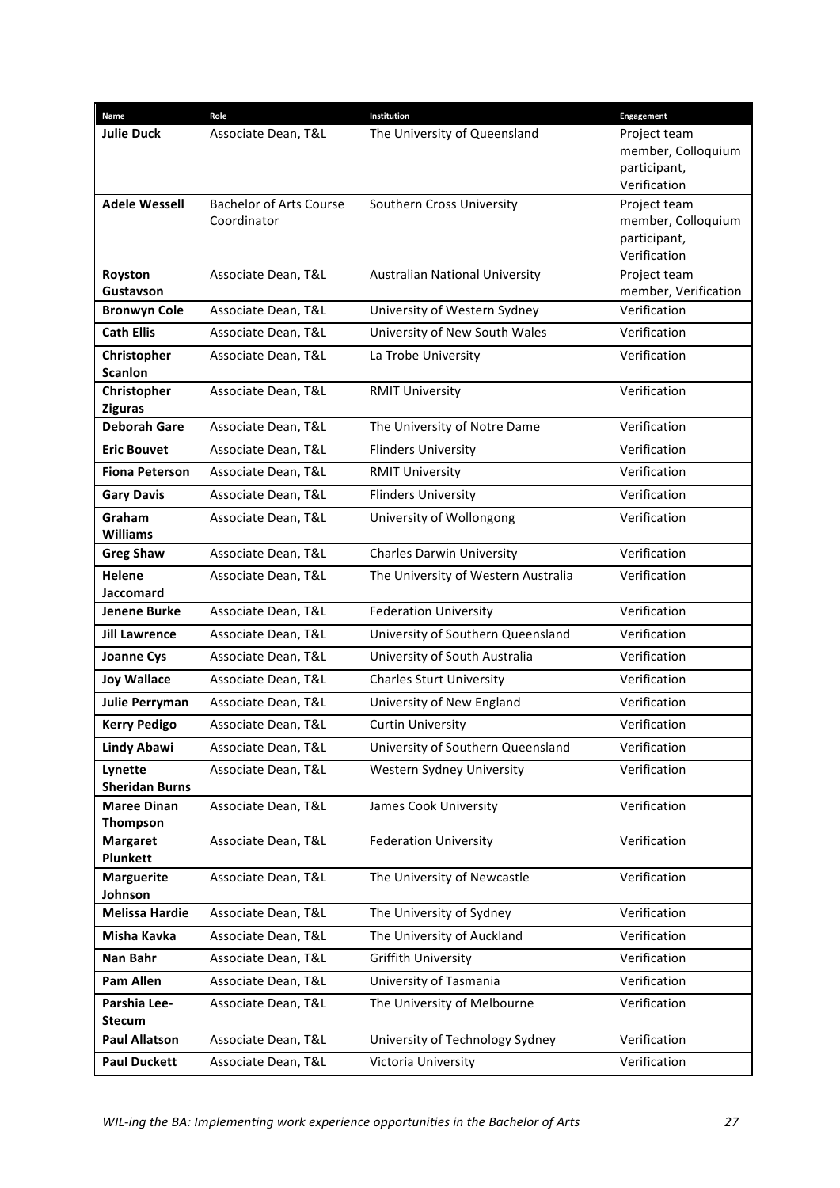| Name | Role | Institution | Engagement |
|---|---|---|---|
| **Julie Duck** | Associate Dean, T&L | The University of Queensland | Project team member, Colloquium participant, Verification |
| **Adele Wessell** | Bachelor of Arts Course Coordinator | Southern Cross University | Project team member, Colloquium participant, Verification |
| **Royston Gustavson** | Associate Dean, T&L | Australian National University | Project team member, Verification |
| **Bronwyn Cole** | Associate Dean, T&L | University of Western Sydney | Verification |
| **Cath Ellis** | Associate Dean, T&L | University of New South Wales | Verification |
| **Christopher Scanlon** | Associate Dean, T&L | La Trobe University | Verification |
| **Christopher Ziguras** | Associate Dean, T&L | RMIT University | Verification |
| **Deborah Gare** | Associate Dean, T&L | The University of Notre Dame | Verification |
| **Eric Bouvet** | Associate Dean, T&L | Flinders University | Verification |
| **Fiona Peterson** | Associate Dean, T&L | RMIT University | Verification |
| **Gary Davis** | Associate Dean, T&L | Flinders University | Verification |
| **Graham Williams** | Associate Dean, T&L | University of Wollongong | Verification |
| **Greg Shaw** | Associate Dean, T&L | Charles Darwin University | Verification |
| **Helene Jaccomard** | Associate Dean, T&L | The University of Western Australia | Verification |
| **Jenene Burke** | Associate Dean, T&L | Federation University | Verification |
| **Jill Lawrence** | Associate Dean, T&L | University of Southern Queensland | Verification |
| **Joanne Cys** | Associate Dean, T&L | University of South Australia | Verification |
| **Joy Wallace** | Associate Dean, T&L | Charles Sturt University | Verification |
| **Julie Perryman** | Associate Dean, T&L | University of New England | Verification |
| **Kerry Pedigo** | Associate Dean, T&L | Curtin University | Verification |
| **Lindy Abawi** | Associate Dean, T&L | University of Southern Queensland | Verification |
| **Lynette Sheridan Burns** | Associate Dean, T&L | Western Sydney University | Verification |
| **Maree Dinan Thompson** | Associate Dean, T&L | James Cook University | Verification |
| **Margaret Plunkett** | Associate Dean, T&L | Federation University | Verification |
| **Marguerite Johnson** | Associate Dean, T&L | The University of Newcastle | Verification |
| **Melissa Hardie** | Associate Dean, T&L | The University of Sydney | Verification |
| **Misha Kavka** | Associate Dean, T&L | The University of Auckland | Verification |
| **Nan Bahr** | Associate Dean, T&L | Griffith University | Verification |
| **Pam Allen** | Associate Dean, T&L | University of Tasmania | Verification |
| **Parshia Lee-Stecum** | Associate Dean, T&L | The University of Melbourne | Verification |
| **Paul Allatson** | Associate Dean, T&L | University of Technology Sydney | Verification |
| **Paul Duckett** | Associate Dean, T&L | Victoria University | Verification |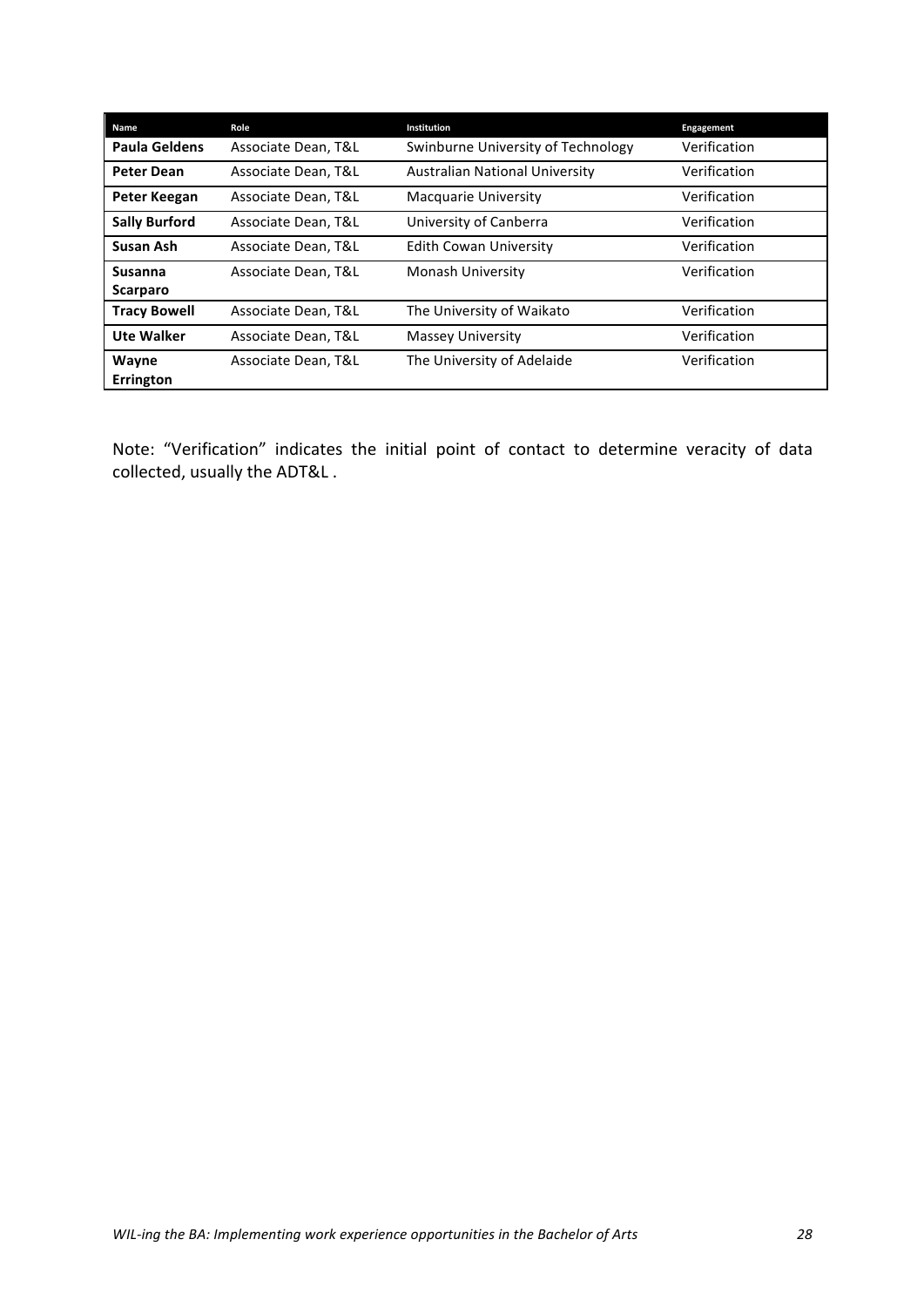| Name | Role | Institution | Engagement |
|---|---|---|---|
| **Paula Geldens** | Associate Dean, T&L | Swinburne University of Technology | Verification |
| **Peter Dean** | Associate Dean, T&L | Australian National University | Verification |
| **Peter Keegan** | Associate Dean, T&L | Macquarie University | Verification |
| **Sally Burford** | Associate Dean, T&L | University of Canberra | Verification |
| **Susan Ash** | Associate Dean, T&L | Edith Cowan University | Verification |
| **Susanna Scarparo** | Associate Dean, T&L | Monash University | Verification |
| **Tracy Bowell** | Associate Dean, T&L | The University of Waikato | Verification |
| **Ute Walker** | Associate Dean, T&L | Massey University | Verification |
| **Wayne Errington** | Associate Dean, T&L | The University of Adelaide | Verification |

Note: "Verification" indicates the initial point of contact to determine veracity of data collected, usually the ADT&L .